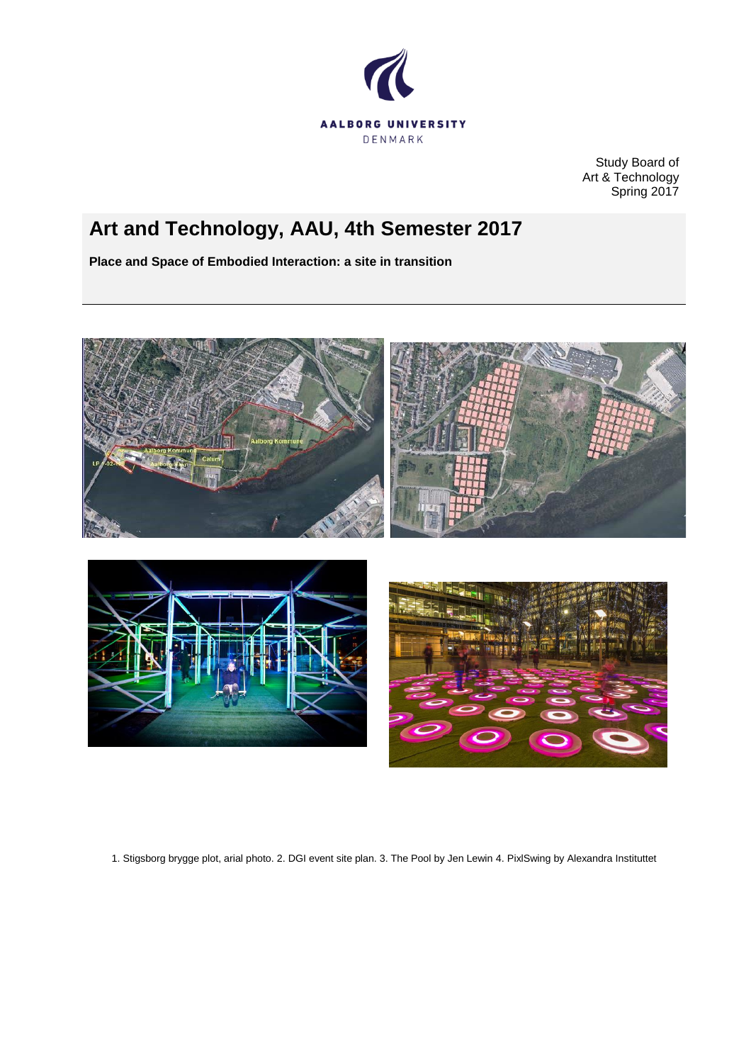AALBORG UNIVERSITY
DENMARK

Study Board of
Art & Technology
Spring 2017

# Art and Technology, AAU, 4th Semester 2017

**Place and Space of Embodied Interaction: a site in transition**

1. Stigsborg brygge plot, arial photo. 2. DGI event site plan. 3. The Pool by Jen Lewin 4. PixlSwing by Alexandra Instituttet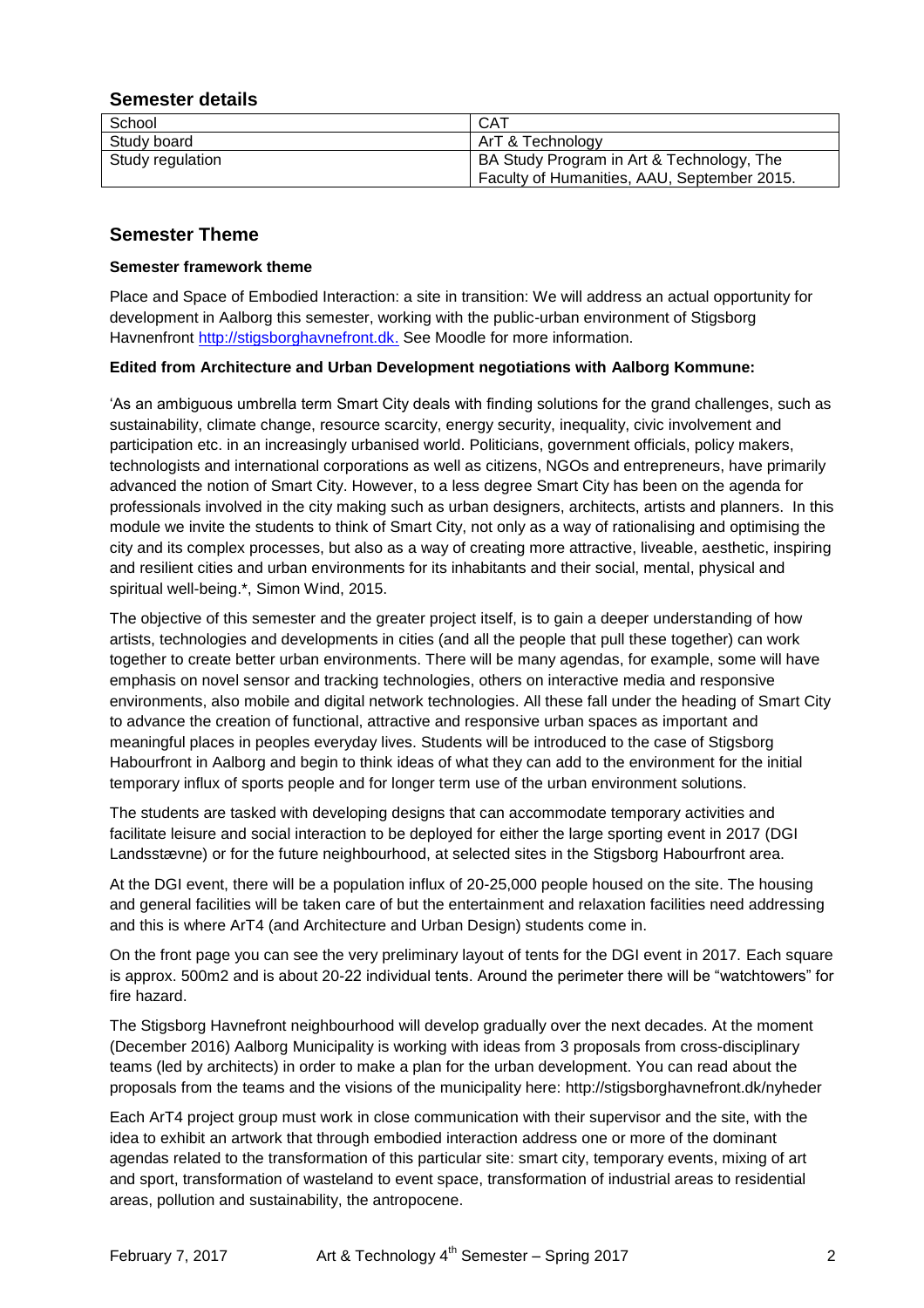## Semester details

| School | CAT |
| --- | --- |
| Study board | ArT & Technology |
| Study regulation | BA Study Program in Art & Technology, The Faculty of Humanities, AAU, September 2015. |

## Semester Theme

**Semester framework theme**

Place and Space of Embodied Interaction: a site in transition: We will address an actual opportunity for development in Aalborg this semester, working with the public-urban environment of Stigsborg Havnenfront http://stigsborghavnefront.dk. See Moodle for more information.

**Edited from Architecture and Urban Development negotiations with Aalborg Kommune:**

'As an ambiguous umbrella term Smart City deals with finding solutions for the grand challenges, such as sustainability, climate change, resource scarcity, energy security, inequality, civic involvement and participation etc. in an increasingly urbanised world. Politicians, government officials, policy makers, technologists and international corporations as well as citizens, NGOs and entrepreneurs, have primarily advanced the notion of Smart City. However, to a less degree Smart City has been on the agenda for professionals involved in the city making such as urban designers, architects, artists and planners. In this module we invite the students to think of Smart City, not only as a way of rationalising and optimising the city and its complex processes, but also as a way of creating more attractive, liveable, aesthetic, inspiring and resilient cities and urban environments for its inhabitants and their social, mental, physical and spiritual well-being.*, Simon Wind, 2015.

The objective of this semester and the greater project itself, is to gain a deeper understanding of how artists, technologies and developments in cities (and all the people that pull these together) can work together to create better urban environments. There will be many agendas, for example, some will have emphasis on novel sensor and tracking technologies, others on interactive media and responsive environments, also mobile and digital network technologies. All these fall under the heading of Smart City to advance the creation of functional, attractive and responsive urban spaces as important and meaningful places in peoples everyday lives. Students will be introduced to the case of Stigsborg Habourfront in Aalborg and begin to think ideas of what they can add to the environment for the initial temporary influx of sports people and for longer term use of the urban environment solutions.

The students are tasked with developing designs that can accommodate temporary activities and facilitate leisure and social interaction to be deployed for either the large sporting event in 2017 (DGI Landsstævne) or for the future neighbourhood, at selected sites in the Stigsborg Habourfront area.

At the DGI event, there will be a population influx of 20-25,000 people housed on the site. The housing and general facilities will be taken care of but the entertainment and relaxation facilities need addressing and this is where ArT4 (and Architecture and Urban Design) students come in.

On the front page you can see the very preliminary layout of tents for the DGI event in 2017. Each square is approx. 500m2 and is about 20-22 individual tents. Around the perimeter there will be "watchtowers" for fire hazard.

The Stigsborg Havnefront neighbourhood will develop gradually over the next decades. At the moment (December 2016) Aalborg Municipality is working with ideas from 3 proposals from cross-disciplinary teams (led by architects) in order to make a plan for the urban development. You can read about the proposals from the teams and the visions of the municipality here: http://stigsborghavnefront.dk/nyheder

Each ArT4 project group must work in close communication with their supervisor and the site, with the idea to exhibit an artwork that through embodied interaction address one or more of the dominant agendas related to the transformation of this particular site: smart city, temporary events, mixing of art and sport, transformation of wasteland to event space, transformation of industrial areas to residential areas, pollution and sustainability, the antropocene.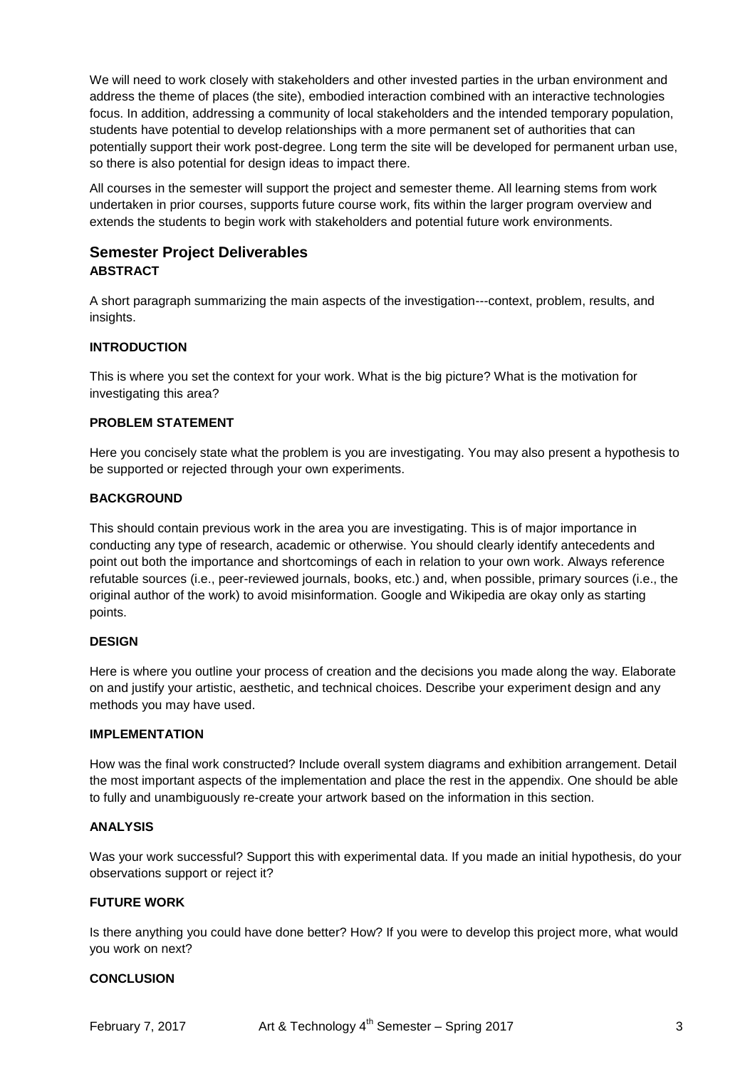We will need to work closely with stakeholders and other invested parties in the urban environment and address the theme of places (the site), embodied interaction combined with an interactive technologies focus. In addition, addressing a community of local stakeholders and the intended temporary population, students have potential to develop relationships with a more permanent set of authorities that can potentially support their work post-degree. Long term the site will be developed for permanent urban use, so there is also potential for design ideas to impact there.

All courses in the semester will support the project and semester theme. All learning stems from work undertaken in prior courses, supports future course work, fits within the larger program overview and extends the students to begin work with stakeholders and potential future work environments.

## Semester Project Deliverables

### ABSTRACT

A short paragraph summarizing the main aspects of the investigation---context, problem, results, and insights.

### INTRODUCTION

This is where you set the context for your work. What is the big picture? What is the motivation for investigating this area?

### PROBLEM STATEMENT

Here you concisely state what the problem is you are investigating. You may also present a hypothesis to be supported or rejected through your own experiments.

### BACKGROUND

This should contain previous work in the area you are investigating. This is of major importance in conducting any type of research, academic or otherwise. You should clearly identify antecedents and point out both the importance and shortcomings of each in relation to your own work. Always reference refutable sources (i.e., peer-reviewed journals, books, etc.) and, when possible, primary sources (i.e., the original author of the work) to avoid misinformation. Google and Wikipedia are okay only as starting points.

### DESIGN

Here is where you outline your process of creation and the decisions you made along the way. Elaborate on and justify your artistic, aesthetic, and technical choices. Describe your experiment design and any methods you may have used.

### IMPLEMENTATION

How was the final work constructed? Include overall system diagrams and exhibition arrangement. Detail the most important aspects of the implementation and place the rest in the appendix. One should be able to fully and unambiguously re-create your artwork based on the information in this section.

### ANALYSIS

Was your work successful? Support this with experimental data. If you made an initial hypothesis, do your observations support or reject it?

### FUTURE WORK

Is there anything you could have done better? How? If you were to develop this project more, what would you work on next?

### CONCLUSION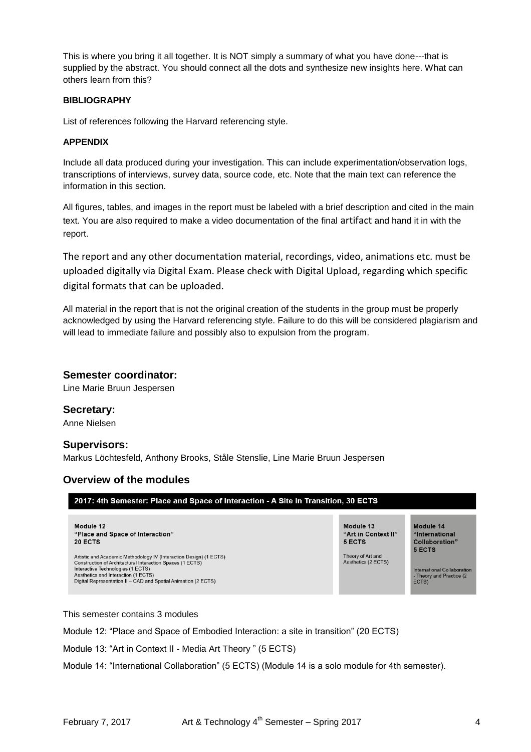This is where you bring it all together. It is NOT simply a summary of what you have done---that is supplied by the abstract. You should connect all the dots and synthesize new insights here. What can others learn from this?

**BIBLIOGRAPHY**

List of references following the Harvard referencing style.

**APPENDIX**

Include all data produced during your investigation. This can include experimentation/observation logs, transcriptions of interviews, survey data, source code, etc. Note that the main text can reference the information in this section.

All figures, tables, and images in the report must be labeled with a brief description and cited in the main text. You are also required to make a video documentation of the final artifact and hand it in with the report.

The report and any other documentation material, recordings, video, animations etc. must be uploaded digitally via Digital Exam. Please check with Digital Upload, regarding which specific digital formats that can be uploaded.

All material in the report that is not the original creation of the students in the group must be properly acknowledged by using the Harvard referencing style. Failure to do this will be considered plagiarism and will lead to immediate failure and possibly also to expulsion from the program.

## Semester coordinator:

Line Marie Bruun Jespersen

## Secretary:

Anne Nielsen

## Supervisors:

Markus Löchtesfeld, Anthony Brooks, Ståle Stenslie, Line Marie Bruun Jespersen

## Overview of the modules

| 2017: 4th Semester: Place and Space of Interaction - A Site In Transition, 30 ECTS | | |
|---|---|---|
| **Module 12 "Place and Space of Interaction" 20 ECTS**<br>Artistic and Academic Methodology IV (Interaction Design) (1 ECTS)<br>Construction of Architectural Interaction Spaces (1 ECTS)<br>Interactive Technologies (1 ECTS)<br>Aesthetics and Interaction (1 ECTS)<br>Digital Representation II – CAD and Spatial Animation (2 ECTS) | **Module 13 "Art in Context II" 5 ECTS**<br>Theory of Art and Aesthetics (2 ECTS) | **Module 14 "International Collaboration" 5 ECTS**<br>International Collaboration - Theory and Practice (2 ECTS) |

This semester contains 3 modules

Module 12: "Place and Space of Embodied Interaction: a site in transition" (20 ECTS)

Module 13: "Art in Context II - Media Art Theory " (5 ECTS)

Module 14: "International Collaboration" (5 ECTS) (Module 14 is a solo module for 4th semester).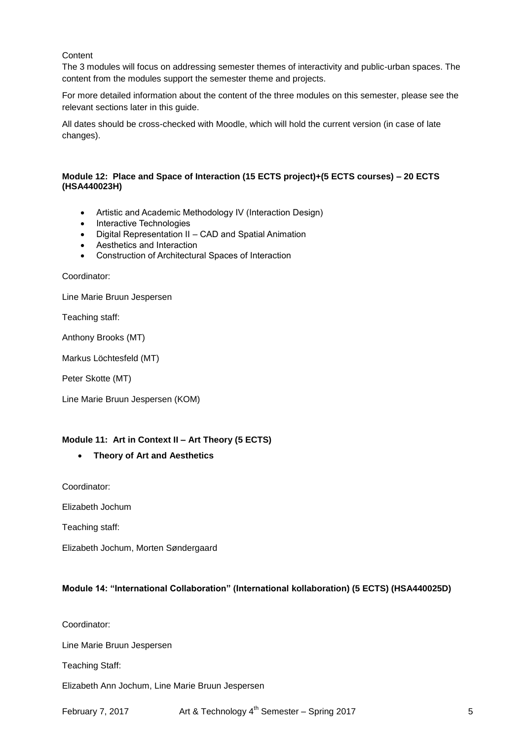Content

The 3 modules will focus on addressing semester themes of interactivity and public-urban spaces. The content from the modules support the semester theme and projects.

For more detailed information about the content of the three modules on this semester, please see the relevant sections later in this guide.

All dates should be cross-checked with Moodle, which will hold the current version (in case of late changes).

**Module 12: Place and Space of Interaction (15 ECTS project)+(5 ECTS courses) – 20 ECTS (HSA440023H)**

- Artistic and Academic Methodology IV (Interaction Design)
- Interactive Technologies
- Digital Representation II – CAD and Spatial Animation
- Aesthetics and Interaction
- Construction of Architectural Spaces of Interaction

Coordinator:

Line Marie Bruun Jespersen

Teaching staff:

Anthony Brooks (MT)

Markus Löchtesfeld (MT)

Peter Skotte (MT)

Line Marie Bruun Jespersen (KOM)

**Module 11: Art in Context II – Art Theory (5 ECTS)**

- **Theory of Art and Aesthetics**

Coordinator:

Elizabeth Jochum

Teaching staff:

Elizabeth Jochum, Morten Søndergaard

**Module 14: "International Collaboration" (International kollaboration) (5 ECTS) (HSA440025D)**

Coordinator:

Line Marie Bruun Jespersen

Teaching Staff:

Elizabeth Ann Jochum, Line Marie Bruun Jespersen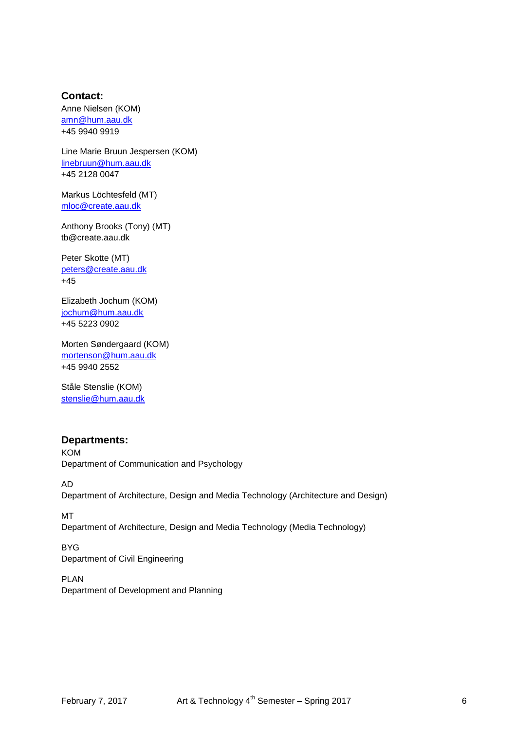## Contact:

Anne Nielsen (KOM)
amn@hum.aau.dk
+45 9940 9919

Line Marie Bruun Jespersen (KOM)
linebruun@hum.aau.dk
+45 2128 0047

Markus Löchtesfeld (MT)
mloc@create.aau.dk

Anthony Brooks (Tony) (MT)
tb@create.aau.dk

Peter Skotte (MT)
peters@create.aau.dk
+45

Elizabeth Jochum (KOM)
jochum@hum.aau.dk
+45 5223 0902

Morten Søndergaard (KOM)
mortenson@hum.aau.dk
+45 9940 2552

Ståle Stenslie (KOM)
stenslie@hum.aau.dk

## Departments:

KOM
Department of Communication and Psychology

AD
Department of Architecture, Design and Media Technology (Architecture and Design)

MT
Department of Architecture, Design and Media Technology (Media Technology)

BYG
Department of Civil Engineering

PLAN
Department of Development and Planning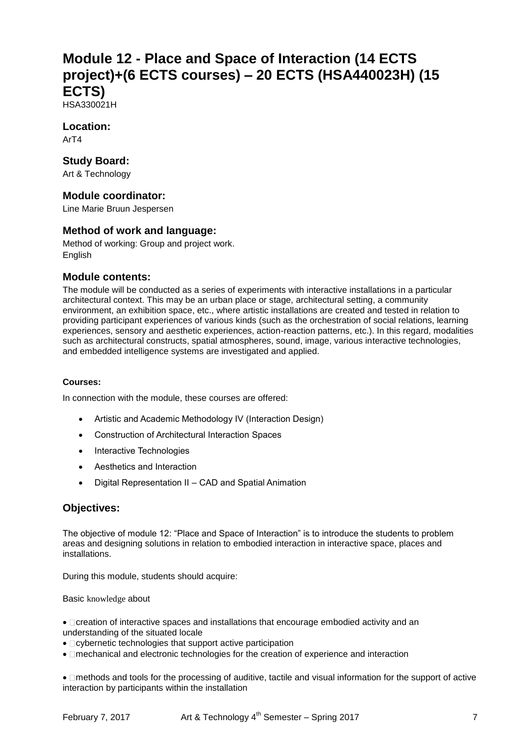# Module 12 - Place and Space of Interaction (14 ECTS project)+(6 ECTS courses) – 20 ECTS (HSA440023H) (15 ECTS)

HSA330021H

### Location:

ArT4

### Study Board:

Art & Technology

### Module coordinator:

Line Marie Bruun Jespersen

### Method of work and language:

Method of working: Group and project work.
English

### Module contents:

The module will be conducted as a series of experiments with interactive installations in a particular architectural context. This may be an urban place or stage, architectural setting, a community environment, an exhibition space, etc., where artistic installations are created and tested in relation to providing participant experiences of various kinds (such as the orchestration of social relations, learning experiences, sensory and aesthetic experiences, action-reaction patterns, etc.). In this regard, modalities such as architectural constructs, spatial atmospheres, sound, image, various interactive technologies, and embedded intelligence systems are investigated and applied.

#### Courses:

In connection with the module, these courses are offered:

- Artistic and Academic Methodology IV (Interaction Design)
- Construction of Architectural Interaction Spaces
- Interactive Technologies
- Aesthetics and Interaction
- Digital Representation II – CAD and Spatial Animation

## Objectives:

The objective of module 12: "Place and Space of Interaction" is to introduce the students to problem areas and designing solutions in relation to embodied interaction in interactive space, places and installations.

During this module, students should acquire:

Basic knowledge about

- creation of interactive spaces and installations that encourage embodied activity and an understanding of the situated locale
- cybernetic technologies that support active participation
- mechanical and electronic technologies for the creation of experience and interaction
- methods and tools for the processing of auditive, tactile and visual information for the support of active interaction by participants within the installation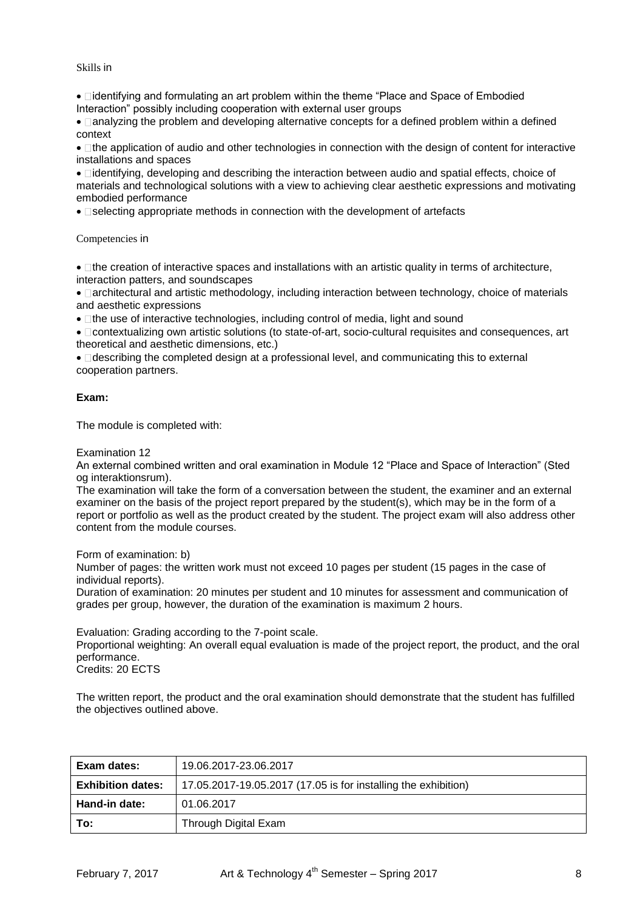Skills in

- identifying and formulating an art problem within the theme "Place and Space of Embodied Interaction" possibly including cooperation with external user groups
- analyzing the problem and developing alternative concepts for a defined problem within a defined context
- the application of audio and other technologies in connection with the design of content for interactive installations and spaces
- identifying, developing and describing the interaction between audio and spatial effects, choice of materials and technological solutions with a view to achieving clear aesthetic expressions and motivating embodied performance
- selecting appropriate methods in connection with the development of artefacts

Competencies in

- the creation of interactive spaces and installations with an artistic quality in terms of architecture, interaction patters, and soundscapes
- architectural and artistic methodology, including interaction between technology, choice of materials and aesthetic expressions
- the use of interactive technologies, including control of media, light and sound
- contextualizing own artistic solutions (to state-of-art, socio-cultural requisites and consequences, art theoretical and aesthetic dimensions, etc.)
- describing the completed design at a professional level, and communicating this to external cooperation partners.

**Exam:**

The module is completed with:

Examination 12
An external combined written and oral examination in Module 12 "Place and Space of Interaction" (Sted og interaktionsrum).
The examination will take the form of a conversation between the student, the examiner and an external examiner on the basis of the project report prepared by the student(s), which may be in the form of a report or portfolio as well as the product created by the student. The project exam will also address other content from the module courses.

Form of examination: b)
Number of pages: the written work must not exceed 10 pages per student (15 pages in the case of individual reports).
Duration of examination: 20 minutes per student and 10 minutes for assessment and communication of grades per group, however, the duration of the examination is maximum 2 hours.

Evaluation: Grading according to the 7-point scale.
Proportional weighting: An overall equal evaluation is made of the project report, the product, and the oral performance.
Credits: 20 ECTS

The written report, the product and the oral examination should demonstrate that the student has fulfilled the objectives outlined above.

| **Exam dates:** | 19.06.2017-23.06.2017 |
|---|---|
| **Exhibition dates:** | 17.05.2017-19.05.2017 (17.05 is for installing the exhibition) |
| **Hand-in date:** | 01.06.2017 |
| **To:** | Through Digital Exam |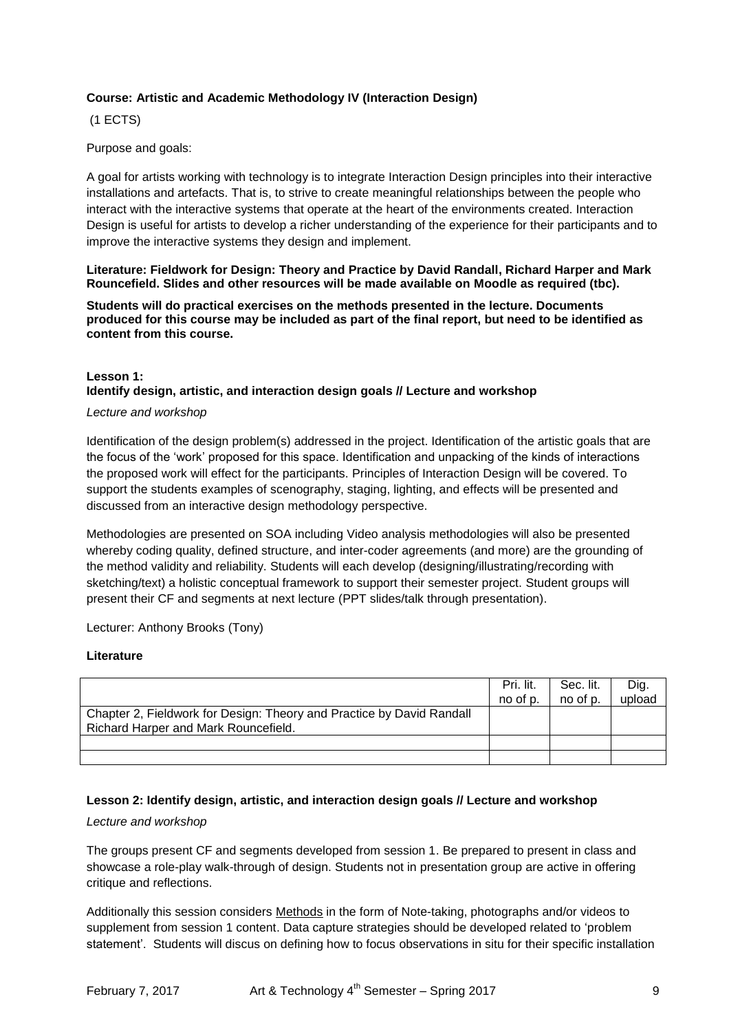**Course: Artistic and Academic Methodology IV (Interaction Design)**

(1 ECTS)

Purpose and goals:

A goal for artists working with technology is to integrate Interaction Design principles into their interactive installations and artefacts. That is, to strive to create meaningful relationships between the people who interact with the interactive systems that operate at the heart of the environments created. Interaction Design is useful for artists to develop a richer understanding of the experience for their participants and to improve the interactive systems they design and implement.

**Literature: Fieldwork for Design: Theory and Practice by David Randall, Richard Harper and Mark Rouncefield. Slides and other resources will be made available on Moodle as required (tbc).**

**Students will do practical exercises on the methods presented in the lecture. Documents produced for this course may be included as part of the final report, but need to be identified as content from this course.**

**Lesson 1:**
**Identify design, artistic, and interaction design goals // Lecture and workshop**

*Lecture and workshop*

Identification of the design problem(s) addressed in the project. Identification of the artistic goals that are the focus of the 'work' proposed for this space. Identification and unpacking of the kinds of interactions the proposed work will effect for the participants. Principles of Interaction Design will be covered. To support the students examples of scenography, staging, lighting, and effects will be presented and discussed from an interactive design methodology perspective.

Methodologies are presented on SOA including Video analysis methodologies will also be presented whereby coding quality, defined structure, and inter-coder agreements (and more) are the grounding of the method validity and reliability. Students will each develop (designing/illustrating/recording with sketching/text) a holistic conceptual framework to support their semester project. Student groups will present their CF and segments at next lecture (PPT slides/talk through presentation).

Lecturer: Anthony Brooks (Tony)

**Literature**

| | Pri. lit. no of p. | Sec. lit. no of p. | Dig. upload |
|---|---|---|---|
| Chapter 2, Fieldwork for Design: Theory and Practice by David Randall Richard Harper and Mark Rouncefield. | | | |
| | | | |
| | | | |

**Lesson 2: Identify design, artistic, and interaction design goals // Lecture and workshop**

*Lecture and workshop*

The groups present CF and segments developed from session 1. Be prepared to present in class and showcase a role-play walk-through of design. Students not in presentation group are active in offering critique and reflections.

Additionally this session considers Methods in the form of Note-taking, photographs and/or videos to supplement from session 1 content. Data capture strategies should be developed related to 'problem statement'. Students will discus on defining how to focus observations in situ for their specific installation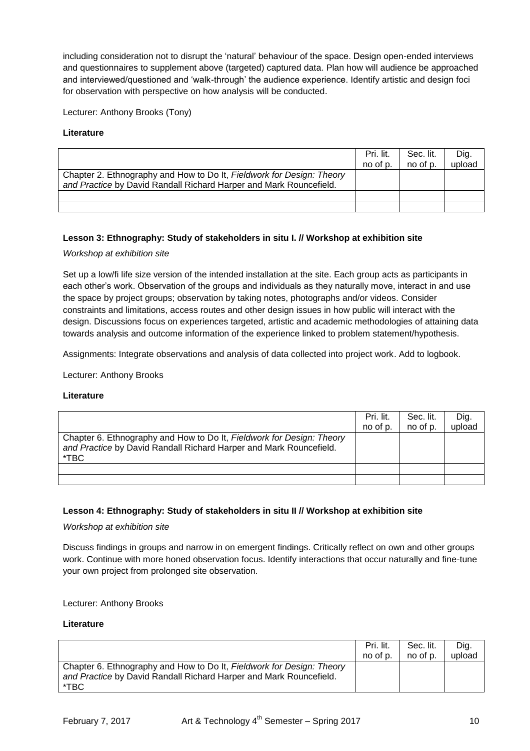including consideration not to disrupt the 'natural' behaviour of the space. Design open-ended interviews and questionnaires to supplement above (targeted) captured data. Plan how will audience be approached and interviewed/questioned and 'walk-through' the audience experience. Identify artistic and design foci for observation with perspective on how analysis will be conducted.

Lecturer: Anthony Brooks (Tony)

**Literature**

| | Pri. lit. no of p. | Sec. lit. no of p. | Dig. upload |
|---|---|---|---|
| Chapter 2. Ethnography and How to Do It, *Fieldwork for Design: Theory and Practice* by David Randall Richard Harper and Mark Rouncefield. | | | |
| | | | |
| | | | |

**Lesson 3: Ethnography: Study of stakeholders in situ I. // Workshop at exhibition site**

*Workshop at exhibition site*

Set up a low/fi life size version of the intended installation at the site. Each group acts as participants in each other's work. Observation of the groups and individuals as they naturally move, interact in and use the space by project groups; observation by taking notes, photographs and/or videos. Consider constraints and limitations, access routes and other design issues in how public will interact with the design. Discussions focus on experiences targeted, artistic and academic methodologies of attaining data towards analysis and outcome information of the experience linked to problem statement/hypothesis.

Assignments: Integrate observations and analysis of data collected into project work. Add to logbook.

Lecturer: Anthony Brooks

**Literature**

| | Pri. lit. no of p. | Sec. lit. no of p. | Dig. upload |
|---|---|---|---|
| Chapter 6. Ethnography and How to Do It, *Fieldwork for Design: Theory and Practice* by David Randall Richard Harper and Mark Rouncefield. *TBC | | | |
| | | | |
| | | | |

**Lesson 4: Ethnography: Study of stakeholders in situ II // Workshop at exhibition site**

*Workshop at exhibition site*

Discuss findings in groups and narrow in on emergent findings. Critically reflect on own and other groups work. Continue with more honed observation focus. Identify interactions that occur naturally and fine-tune your own project from prolonged site observation.

Lecturer: Anthony Brooks

**Literature**

| | Pri. lit. no of p. | Sec. lit. no of p. | Dig. upload |
|---|---|---|---|
| Chapter 6. Ethnography and How to Do It, *Fieldwork for Design: Theory and Practice* by David Randall Richard Harper and Mark Rouncefield. *TBC | | | |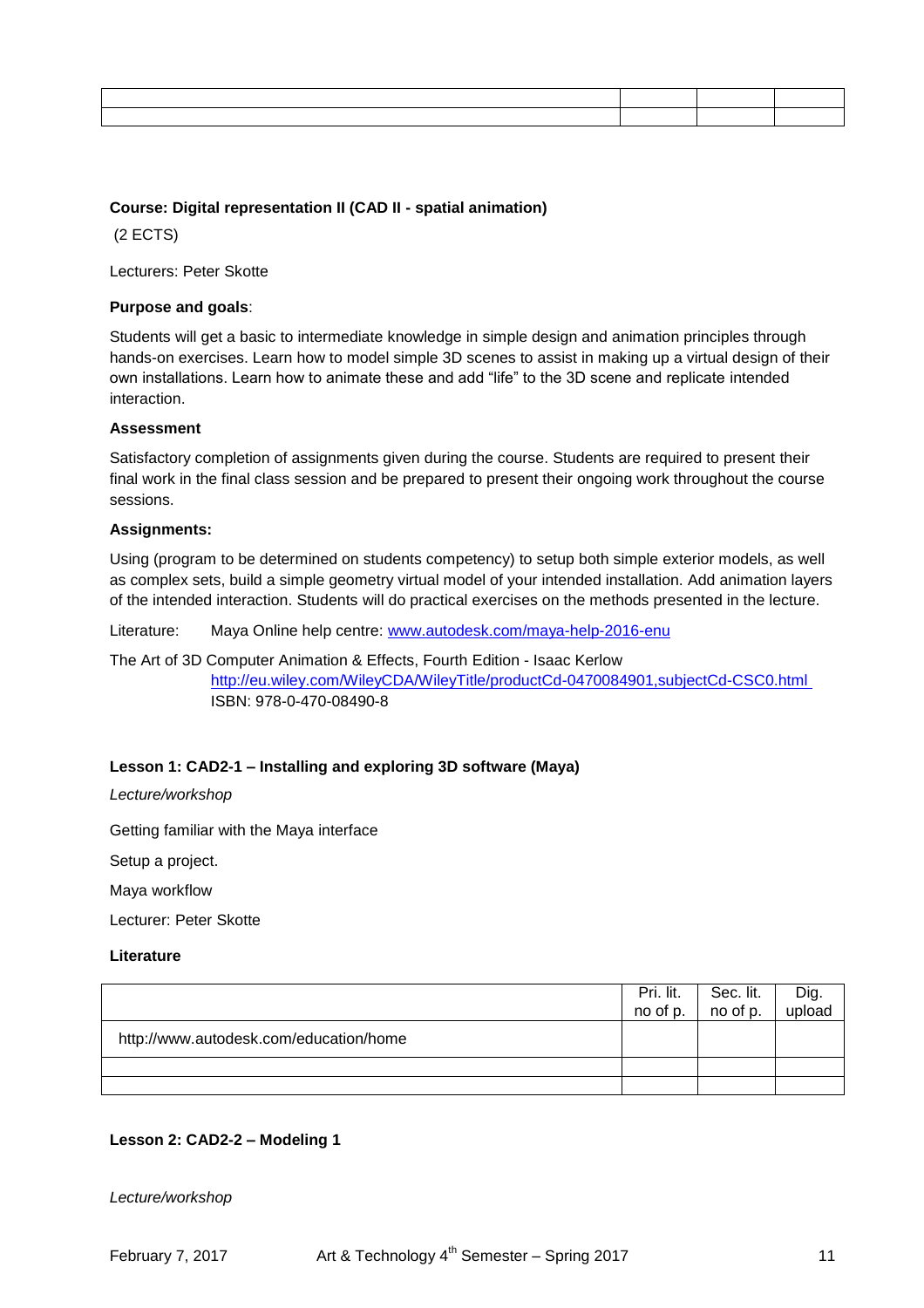| | | | |
|---|---|---|---|
| | | | |
| | | | |

**Course: Digital representation II (CAD II - spatial animation)**

(2 ECTS)

Lecturers: Peter Skotte

**Purpose and goals**:

Students will get a basic to intermediate knowledge in simple design and animation principles through hands-on exercises. Learn how to model simple 3D scenes to assist in making up a virtual design of their own installations. Learn how to animate these and add "life" to the 3D scene and replicate intended interaction.

**Assessment**

Satisfactory completion of assignments given during the course. Students are required to present their final work in the final class session and be prepared to present their ongoing work throughout the course sessions.

**Assignments:**

Using (program to be determined on students competency) to setup both simple exterior models, as well as complex sets, build a simple geometry virtual model of your intended installation. Add animation layers of the intended interaction. Students will do practical exercises on the methods presented in the lecture.

Literature: Maya Online help centre: www.autodesk.com/maya-help-2016-enu

The Art of 3D Computer Animation & Effects, Fourth Edition - Isaac Kerlow
http://eu.wiley.com/WileyCDA/WileyTitle/productCd-0470084901,subjectCd-CSC0.html
ISBN: 978-0-470-08490-8

**Lesson 1: CAD2-1 – Installing and exploring 3D software (Maya)**

*Lecture/workshop*

Getting familiar with the Maya interface

Setup a project.

Maya workflow

Lecturer: Peter Skotte

**Literature**

| | Pri. lit. no of p. | Sec. lit. no of p. | Dig. upload |
|---|---|---|---|
| http://www.autodesk.com/education/home | | | |
| | | | |
| | | | |

**Lesson 2: CAD2-2 – Modeling 1**

*Lecture/workshop*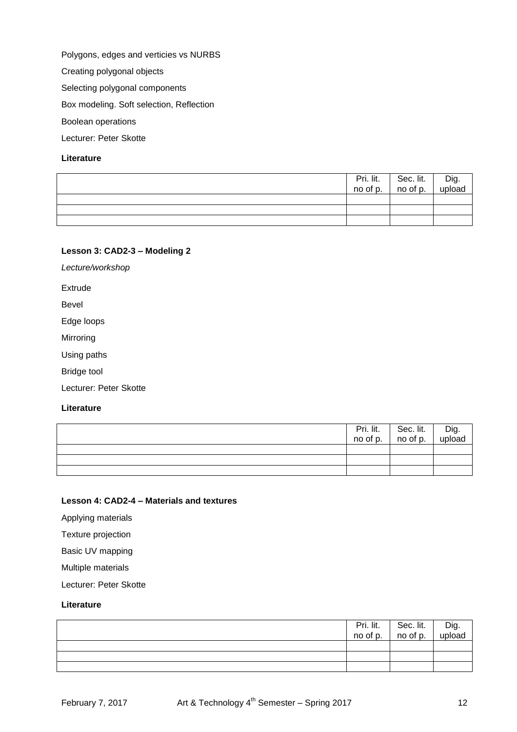Polygons, edges and verticies vs NURBS

Creating polygonal objects

Selecting polygonal components

Box modeling. Soft selection, Reflection

Boolean operations

Lecturer: Peter Skotte

**Literature**

| | Pri. lit. no of p. | Sec. lit. no of p. | Dig. upload |
|---|---|---|---|
| | | | |
| | | | |
| | | | |

**Lesson 3: CAD2-3 – Modeling 2**

*Lecture/workshop*

Extrude

Bevel

Edge loops

Mirroring

Using paths

Bridge tool

Lecturer: Peter Skotte

**Literature**

| | Pri. lit. no of p. | Sec. lit. no of p. | Dig. upload |
|---|---|---|---|
| | | | |
| | | | |
| | | | |

**Lesson 4: CAD2-4 – Materials and textures**

Applying materials

Texture projection

Basic UV mapping

Multiple materials

Lecturer: Peter Skotte

**Literature**

| | Pri. lit. no of p. | Sec. lit. no of p. | Dig. upload |
|---|---|---|---|
| | | | |
| | | | |
| | | | |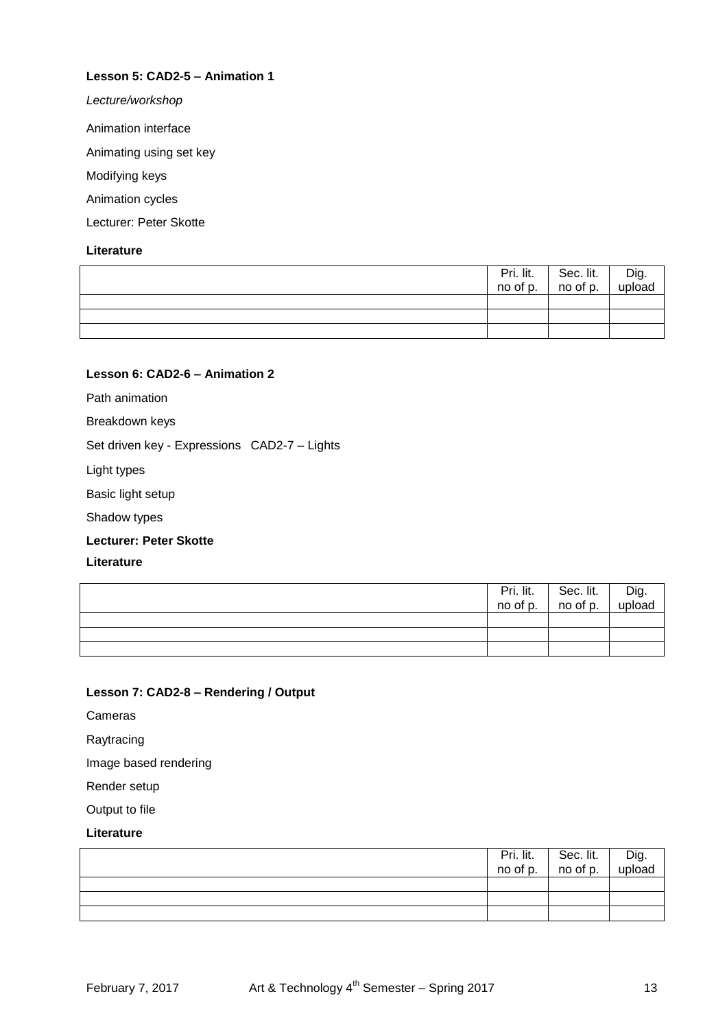**Lesson 5: CAD2-5 – Animation 1**

*Lecture/workshop*

Animation interface

Animating using set key

Modifying keys

Animation cycles

Lecturer: Peter Skotte

**Literature**

| | Pri. lit. no of p. | Sec. lit. no of p. | Dig. upload |
|---|---|---|---|
| | | | |
| | | | |
| | | | |

**Lesson 6: CAD2-6 – Animation 2**

Path animation

Breakdown keys

Set driven key - Expressions   CAD2-7 – Lights

Light types

Basic light setup

Shadow types

**Lecturer: Peter Skotte**

**Literature**

| | Pri. lit. no of p. | Sec. lit. no of p. | Dig. upload |
|---|---|---|---|
| | | | |
| | | | |
| | | | |

**Lesson 7: CAD2-8 – Rendering / Output**

Cameras

Raytracing

Image based rendering

Render setup

Output to file

**Literature**

| | Pri. lit. no of p. | Sec. lit. no of p. | Dig. upload |
|---|---|---|---|
| | | | |
| | | | |
| | | | |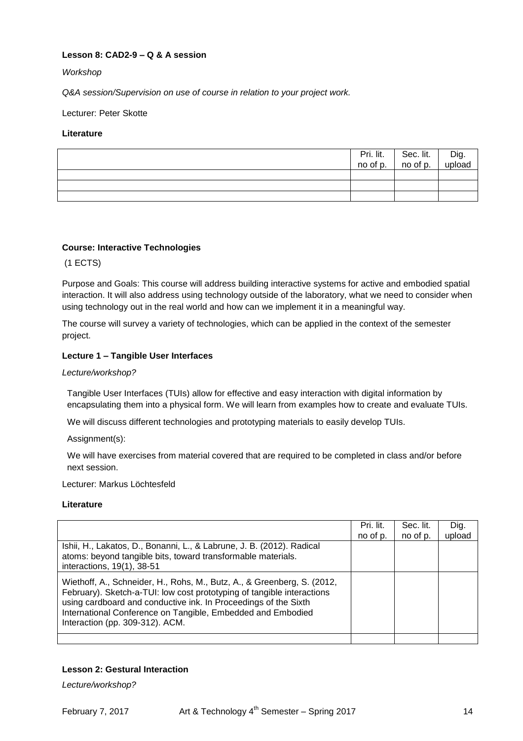**Lesson 8: CAD2-9 – Q & A session**

*Workshop*

*Q&A session/Supervision on use of course in relation to your project work.*

Lecturer: Peter Skotte

**Literature**

| | Pri. lit. no of p. | Sec. lit. no of p. | Dig. upload |
|---|---|---|---|
| | | | |
| | | | |
| | | | |

**Course: Interactive Technologies**

(1 ECTS)

Purpose and Goals: This course will address building interactive systems for active and embodied spatial interaction. It will also address using technology outside of the laboratory, what we need to consider when using technology out in the real world and how can we implement it in a meaningful way.

The course will survey a variety of technologies, which can be applied in the context of the semester project.

**Lecture 1 – Tangible User Interfaces**

*Lecture/workshop?*

Tangible User Interfaces (TUIs) allow for effective and easy interaction with digital information by encapsulating them into a physical form. We will learn from examples how to create and evaluate TUIs.

We will discuss different technologies and prototyping materials to easily develop TUIs.

Assignment(s):

We will have exercises from material covered that are required to be completed in class and/or before next session.

Lecturer: Markus Löchtesfeld

**Literature**

| | Pri. lit. no of p. | Sec. lit. no of p. | Dig. upload |
|---|---|---|---|
| Ishii, H., Lakatos, D., Bonanni, L., & Labrune, J. B. (2012). Radical atoms: beyond tangible bits, toward transformable materials. interactions, 19(1), 38-51 | | | |
| Wiethoff, A., Schneider, H., Rohs, M., Butz, A., & Greenberg, S. (2012, February). Sketch-a-TUI: low cost prototyping of tangible interactions using cardboard and conductive ink. In Proceedings of the Sixth International Conference on Tangible, Embedded and Embodied Interaction (pp. 309-312). ACM. | | | |
| | | | |

**Lesson 2: Gestural Interaction**

*Lecture/workshop?*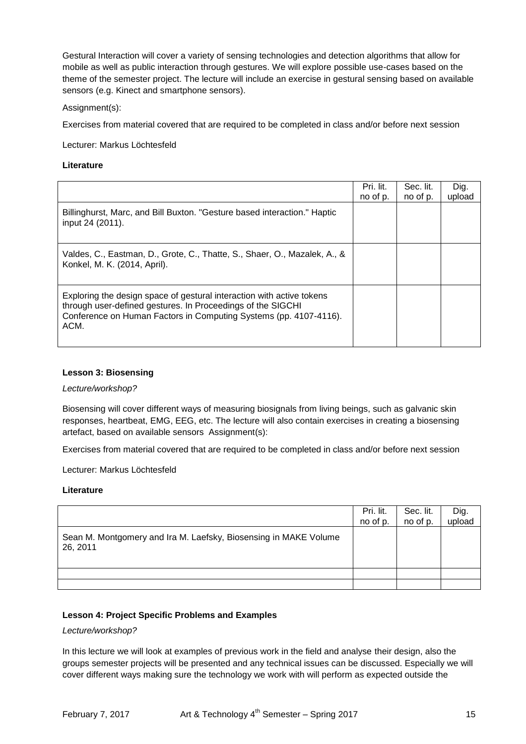Gestural Interaction will cover a variety of sensing technologies and detection algorithms that allow for mobile as well as public interaction through gestures. We will explore possible use-cases based on the theme of the semester project. The lecture will include an exercise in gestural sensing based on available sensors (e.g. Kinect and smartphone sensors).

Assignment(s):

Exercises from material covered that are required to be completed in class and/or before next session

Lecturer: Markus Löchtesfeld

**Literature**

| | Pri. lit. no of p. | Sec. lit. no of p. | Dig. upload |
|---|---|---|---|
| Billinghurst, Marc, and Bill Buxton. "Gesture based interaction." Haptic input 24 (2011). | | | |
| Valdes, C., Eastman, D., Grote, C., Thatte, S., Shaer, O., Mazalek, A., & Konkel, M. K. (2014, April). | | | |
| Exploring the design space of gestural interaction with active tokens through user-defined gestures. In Proceedings of the SIGCHI Conference on Human Factors in Computing Systems (pp. 4107-4116). ACM. | | | |

**Lesson 3: Biosensing**

*Lecture/workshop?*

Biosensing will cover different ways of measuring biosignals from living beings, such as galvanic skin responses, heartbeat, EMG, EEG, etc. The lecture will also contain exercises in creating a biosensing artefact, based on available sensors Assignment(s):

Exercises from material covered that are required to be completed in class and/or before next session

Lecturer: Markus Löchtesfeld

**Literature**

| | Pri. lit. no of p. | Sec. lit. no of p. | Dig. upload |
|---|---|---|---|
| Sean M. Montgomery and Ira M. Laefsky, Biosensing in MAKE Volume 26, 2011 | | | |
| | | | |
| | | | |

**Lesson 4: Project Specific Problems and Examples**

*Lecture/workshop?*

In this lecture we will look at examples of previous work in the field and analyse their design, also the groups semester projects will be presented and any technical issues can be discussed. Especially we will cover different ways making sure the technology we work with will perform as expected outside the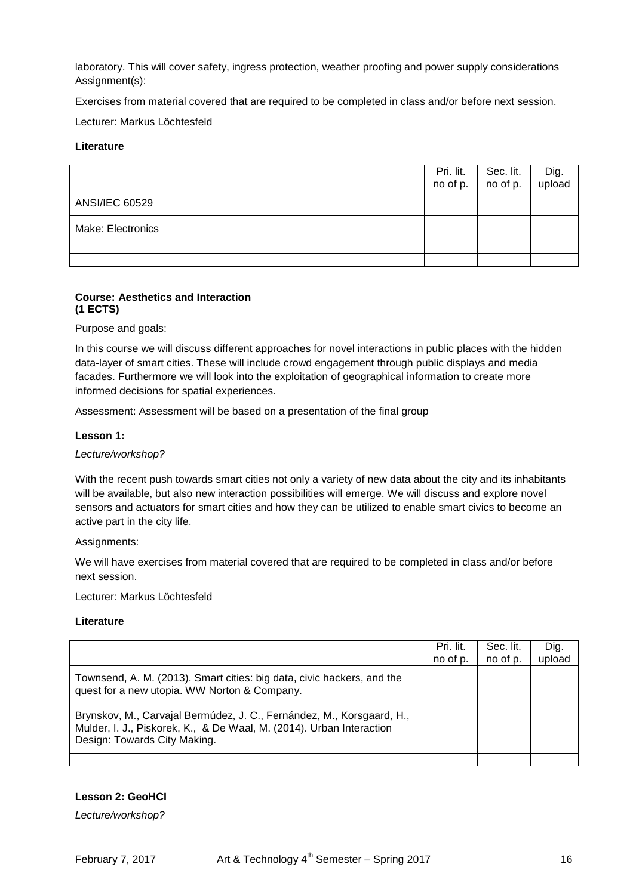laboratory. This will cover safety, ingress protection, weather proofing and power supply considerations
Assignment(s):

Exercises from material covered that are required to be completed in class and/or before next session.

Lecturer: Markus Löchtesfeld

**Literature**

| | Pri. lit. no of p. | Sec. lit. no of p. | Dig. upload |
|---|---|---|---|
| ANSI/IEC 60529 | | | |
| Make: Electronics | | | |
| | | | |

**Course: Aesthetics and Interaction**
**(1 ECTS)**

Purpose and goals:

In this course we will discuss different approaches for novel interactions in public places with the hidden data-layer of smart cities. These will include crowd engagement through public displays and media facades. Furthermore we will look into the exploitation of geographical information to create more informed decisions for spatial experiences.

Assessment: Assessment will be based on a presentation of the final group

**Lesson 1:**

*Lecture/workshop?*

With the recent push towards smart cities not only a variety of new data about the city and its inhabitants will be available, but also new interaction possibilities will emerge. We will discuss and explore novel sensors and actuators for smart cities and how they can be utilized to enable smart civics to become an active part in the city life.

Assignments:

We will have exercises from material covered that are required to be completed in class and/or before next session.

Lecturer: Markus Löchtesfeld

**Literature**

| | Pri. lit. no of p. | Sec. lit. no of p. | Dig. upload |
|---|---|---|---|
| Townsend, A. M. (2013). Smart cities: big data, civic hackers, and the quest for a new utopia. WW Norton & Company. | | | |
| Brynskov, M., Carvajal Bermúdez, J. C., Fernández, M., Korsgaard, H., Mulder, I. J., Piskorek, K., & De Waal, M. (2014). Urban Interaction Design: Towards City Making. | | | |
| | | | |

**Lesson 2: GeoHCI**

*Lecture/workshop?*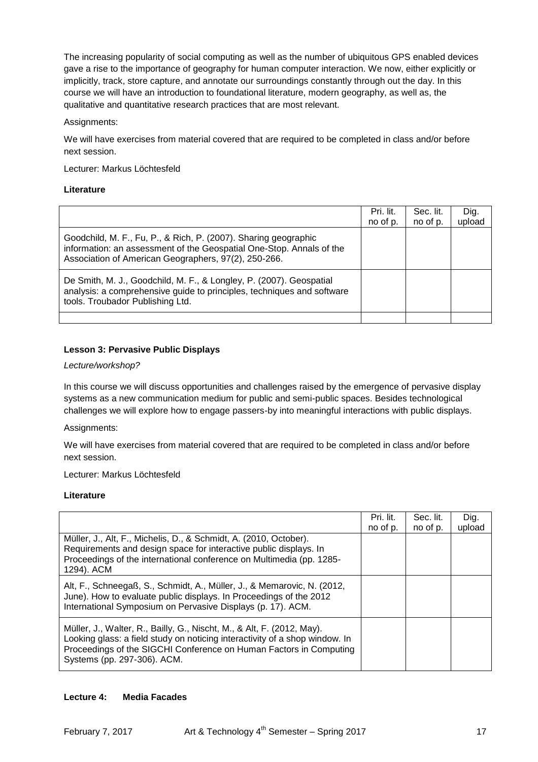The increasing popularity of social computing as well as the number of ubiquitous GPS enabled devices gave a rise to the importance of geography for human computer interaction. We now, either explicitly or implicitly, track, store capture, and annotate our surroundings constantly through out the day. In this course we will have an introduction to foundational literature, modern geography, as well as, the qualitative and quantitative research practices that are most relevant.

Assignments:

We will have exercises from material covered that are required to be completed in class and/or before next session.

Lecturer: Markus Löchtesfeld

**Literature**

| | Pri. lit. no of p. | Sec. lit. no of p. | Dig. upload |
|---|---|---|---|
| Goodchild, M. F., Fu, P., & Rich, P. (2007). Sharing geographic information: an assessment of the Geospatial One-Stop. Annals of the Association of American Geographers, 97(2), 250-266. | | | |
| De Smith, M. J., Goodchild, M. F., & Longley, P. (2007). Geospatial analysis: a comprehensive guide to principles, techniques and software tools. Troubador Publishing Ltd. | | | |
| | | | |

### Lesson 3: Pervasive Public Displays

*Lecture/workshop?*

In this course we will discuss opportunities and challenges raised by the emergence of pervasive display systems as a new communication medium for public and semi-public spaces. Besides technological challenges we will explore how to engage passers-by into meaningful interactions with public displays.

Assignments:

We will have exercises from material covered that are required to be completed in class and/or before next session.

Lecturer: Markus Löchtesfeld

**Literature**

| | Pri. lit. no of p. | Sec. lit. no of p. | Dig. upload |
|---|---|---|---|
| Müller, J., Alt, F., Michelis, D., & Schmidt, A. (2010, October). Requirements and design space for interactive public displays. In Proceedings of the international conference on Multimedia (pp. 1285-1294). ACM | | | |
| Alt, F., Schneegaß, S., Schmidt, A., Müller, J., & Memarovic, N. (2012, June). How to evaluate public displays. In Proceedings of the 2012 International Symposium on Pervasive Displays (p. 17). ACM. | | | |
| Müller, J., Walter, R., Bailly, G., Nischt, M., & Alt, F. (2012, May). Looking glass: a field study on noticing interactivity of a shop window. In Proceedings of the SIGCHI Conference on Human Factors in Computing Systems (pp. 297-306). ACM. | | | |

### Lecture 4: Media Facades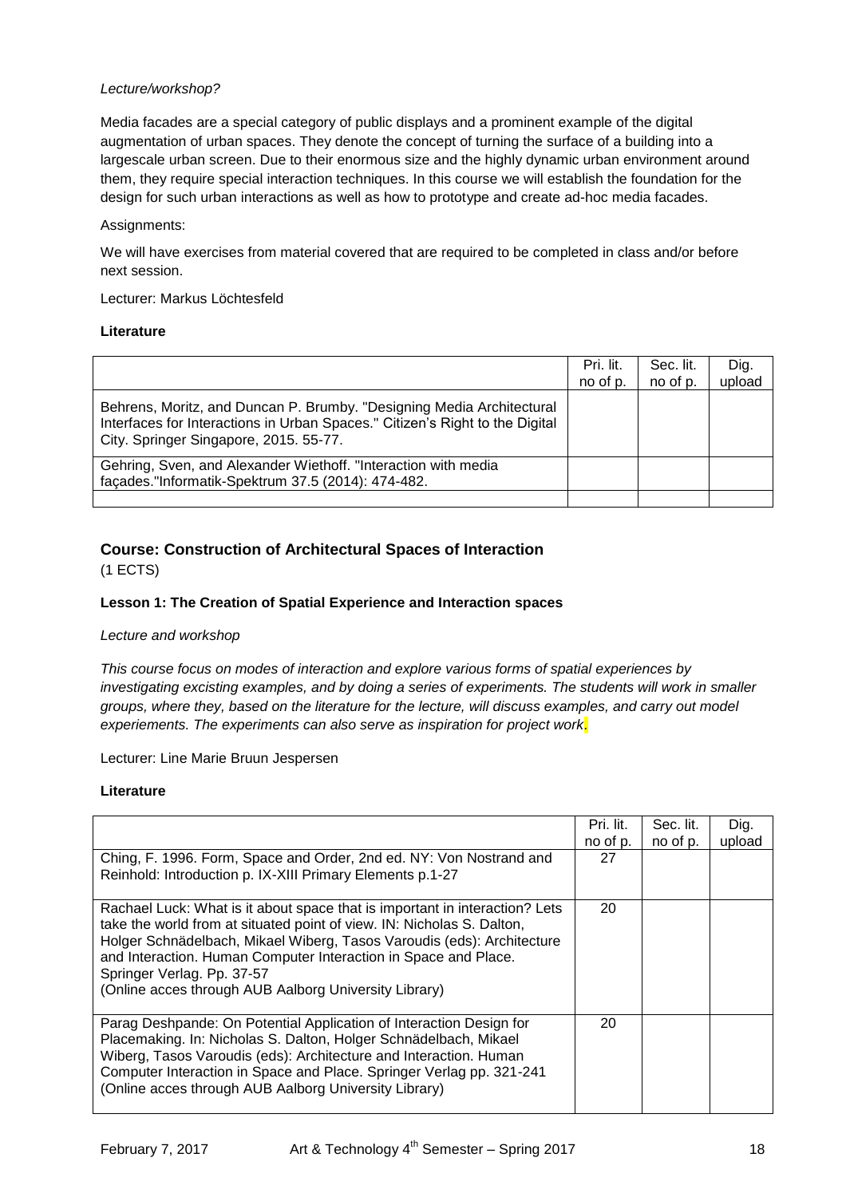*Lecture/workshop?*

Media facades are a special category of public displays and a prominent example of the digital augmentation of urban spaces. They denote the concept of turning the surface of a building into a largescale urban screen. Due to their enormous size and the highly dynamic urban environment around them, they require special interaction techniques. In this course we will establish the foundation for the design for such urban interactions as well as how to prototype and create ad-hoc media facades.

Assignments:

We will have exercises from material covered that are required to be completed in class and/or before next session.

Lecturer: Markus Löchtesfeld

**Literature**

| | Pri. lit. no of p. | Sec. lit. no of p. | Dig. upload |
|---|---|---|---|
| Behrens, Moritz, and Duncan P. Brumby. "Designing Media Architectural Interfaces for Interactions in Urban Spaces." Citizen's Right to the Digital City. Springer Singapore, 2015. 55-77. | | | |
| Gehring, Sven, and Alexander Wiethoff. "Interaction with media façades."Informatik-Spektrum 37.5 (2014): 474-482. | | | |
| | | | |

## Course: Construction of Architectural Spaces of Interaction

(1 ECTS)

**Lesson 1: The Creation of Spatial Experience and Interaction spaces**

*Lecture and workshop*

*This course focus on modes of interaction and explore various forms of spatial experiences by investigating excisting examples, and by doing a series of experiments. The students will work in smaller groups, where they, based on the literature for the lecture, will discuss examples, and carry out model experiements. The experiments can also serve as inspiration for project work.*

Lecturer: Line Marie Bruun Jespersen

**Literature**

| | Pri. lit. no of p. | Sec. lit. no of p. | Dig. upload |
|---|---|---|---|
| Ching, F. 1996. Form, Space and Order, 2nd ed. NY: Von Nostrand and Reinhold: Introduction p. IX-XIII Primary Elements p.1-27 | 27 | | |
| Rachael Luck: What is it about space that is important in interaction? Lets take the world from at situated point of view. IN: Nicholas S. Dalton, Holger Schnädelbach, Mikael Wiberg, Tasos Varoudis (eds): Architecture and Interaction. Human Computer Interaction in Space and Place. Springer Verlag. Pp. 37-57 (Online acces through AUB Aalborg University Library) | 20 | | |
| Parag Deshpande: On Potential Application of Interaction Design for Placemaking. In: Nicholas S. Dalton, Holger Schnädelbach, Mikael Wiberg, Tasos Varoudis (eds): Architecture and Interaction. Human Computer Interaction in Space and Place. Springer Verlag pp. 321-241 (Online acces through AUB Aalborg University Library) | 20 | | |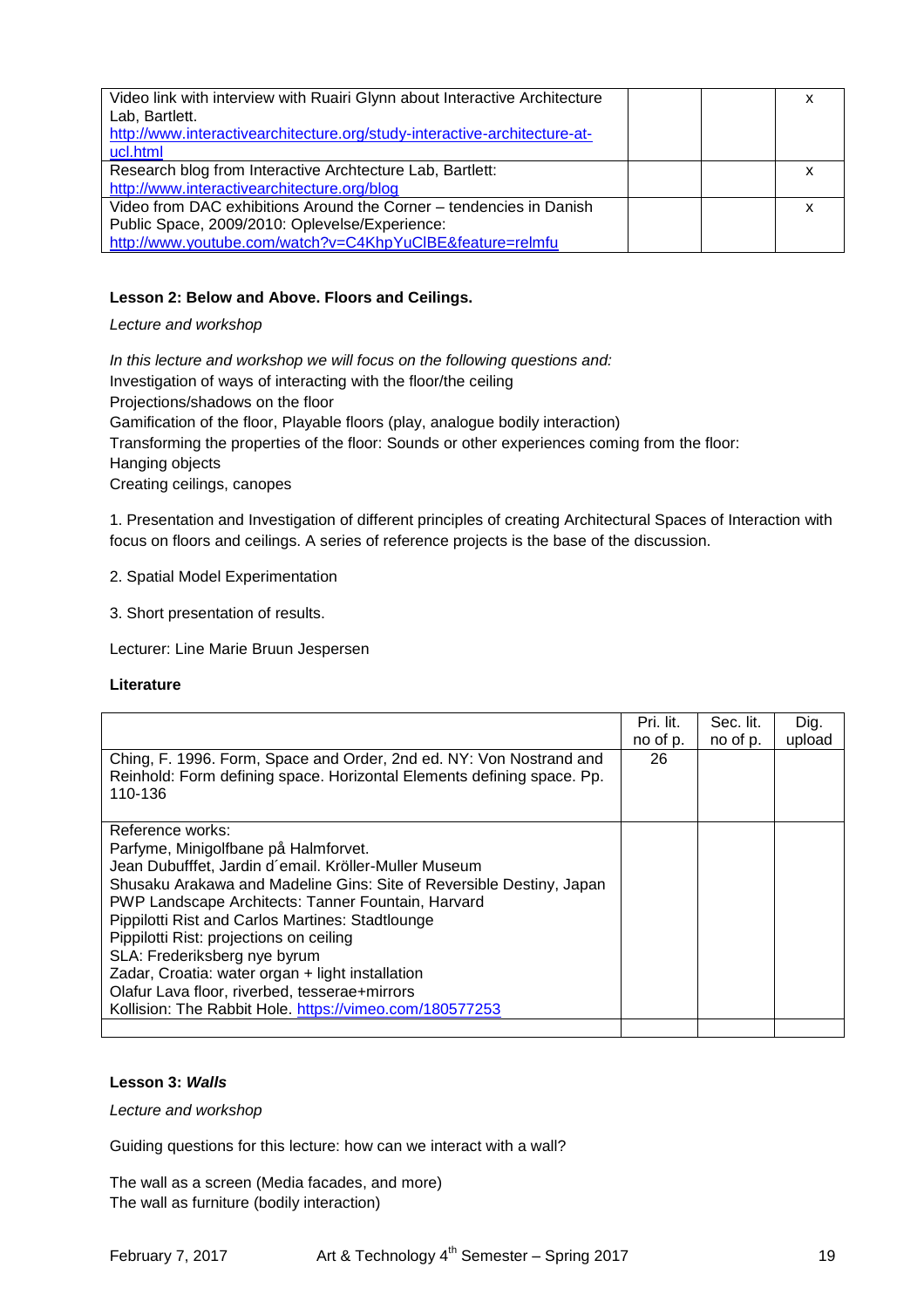| | | | |
|---|---|---|---|
| Video link with interview with Ruairi Glynn about Interactive Architecture Lab, Bartlett. http://www.interactivearchitecture.org/study-interactive-architecture-at-ucl.html | | | x |
| Research blog from Interactive Archtecture Lab, Bartlett: http://www.interactivearchitecture.org/blog | | | x |
| Video from DAC exhibitions Around the Corner – tendencies in Danish Public Space, 2009/2010: Oplevelse/Experience: http://www.youtube.com/watch?v=C4KhpYuClBE&feature=relmfu | | | x |

**Lesson 2: Below and Above. Floors and Ceilings.**

*Lecture and workshop*

*In this lecture and workshop we will focus on the following questions and:*

Investigation of ways of interacting with the floor/the ceiling
Projections/shadows on the floor
Gamification of the floor, Playable floors (play, analogue bodily interaction)
Transforming the properties of the floor: Sounds or other experiences coming from the floor:
Hanging objects
Creating ceilings, canopes

1. Presentation and Investigation of different principles of creating Architectural Spaces of Interaction with focus on floors and ceilings. A series of reference projects is the base of the discussion.

2. Spatial Model Experimentation

3. Short presentation of results.

Lecturer: Line Marie Bruun Jespersen

**Literature**

| | Pri. lit. no of p. | Sec. lit. no of p. | Dig. upload |
|---|---|---|---|
| Ching, F. 1996. Form, Space and Order, 2nd ed. NY: Von Nostrand and Reinhold: Form defining space. Horizontal Elements defining space. Pp. 110-136 | 26 | | |
| Reference works:<br>Parfyme, Minigolfbane på Halmforvet.<br>Jean Dubufffet, Jardin d´email. Kröller-Muller Museum<br>Shusaku Arakawa and Madeline Gins: Site of Reversible Destiny, Japan<br>PWP Landscape Architects: Tanner Fountain, Harvard<br>Pippilotti Rist and Carlos Martines: Stadtlounge<br>Pippilotti Rist: projections on ceiling<br>SLA: Frederiksberg nye byrum<br>Zadar, Croatia: water organ + light installation<br>Olafur Lava floor, riverbed, tesserae+mirrors<br>Kollision: The Rabbit Hole. https://vimeo.com/180577253 | | | |
| | | | |

**Lesson 3: *Walls***

*Lecture and workshop*

Guiding questions for this lecture: how can we interact with a wall?

The wall as a screen (Media facades, and more)
The wall as furniture (bodily interaction)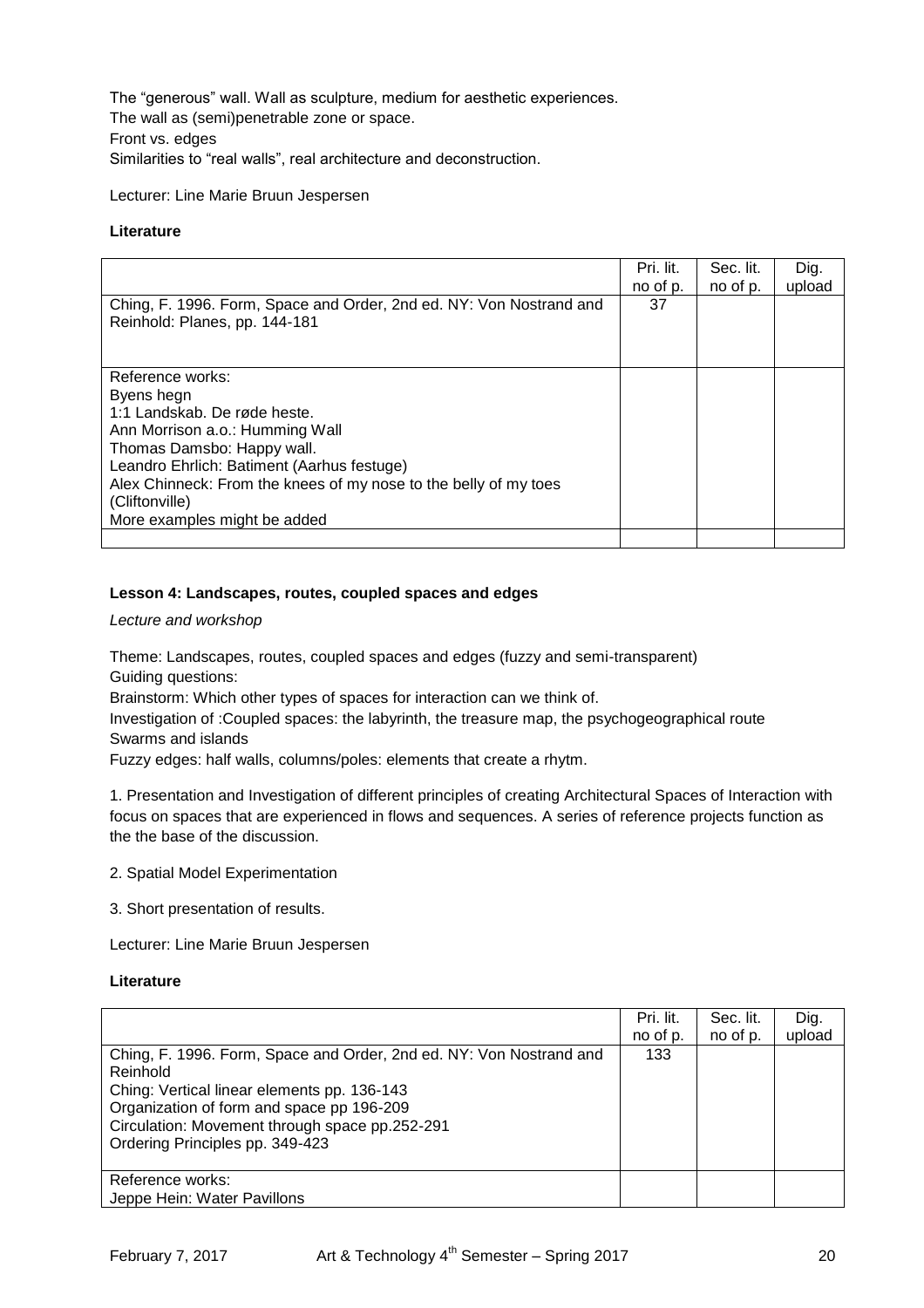The “generous” wall. Wall as sculpture, medium for aesthetic experiences.
The wall as (semi)penetrable zone or space.
Front vs. edges
Similarities to “real walls”, real architecture and deconstruction.

Lecturer: Line Marie Bruun Jespersen

**Literature**

| | Pri. lit. no of p. | Sec. lit. no of p. | Dig. upload |
|---|---|---|---|
| Ching, F. 1996. Form, Space and Order, 2nd ed. NY: Von Nostrand and Reinhold: Planes, pp. 144-181 | 37 | | |
| Reference works:<br>Byens hegn<br>1:1 Landskab. De røde heste.<br>Ann Morrison a.o.: Humming Wall<br>Thomas Damsbo: Happy wall.<br>Leandro Ehrlich: Batiment (Aarhus festuge)<br>Alex Chinneck: From the knees of my nose to the belly of my toes (Cliftonville)<br>More examples might be added | | | |
| | | | |

**Lesson 4: Landscapes, routes, coupled spaces and edges**

*Lecture and workshop*

Theme: Landscapes, routes, coupled spaces and edges (fuzzy and semi-transparent)
Guiding questions:
Brainstorm: Which other types of spaces for interaction can we think of.
Investigation of :Coupled spaces: the labyrinth, the treasure map, the psychogeographical route
Swarms and islands
Fuzzy edges: half walls, columns/poles: elements that create a rhytm.

1. Presentation and Investigation of different principles of creating Architectural Spaces of Interaction with focus on spaces that are experienced in flows and sequences. A series of reference projects function as the the base of the discussion.

2. Spatial Model Experimentation

3. Short presentation of results.

Lecturer: Line Marie Bruun Jespersen

**Literature**

| | Pri. lit. no of p. | Sec. lit. no of p. | Dig. upload |
|---|---|---|---|
| Ching, F. 1996. Form, Space and Order, 2nd ed. NY: Von Nostrand and Reinhold<br>Ching: Vertical linear elements pp. 136-143<br>Organization of form and space pp 196-209<br>Circulation: Movement through space pp.252-291<br>Ordering Principles pp. 349-423 | 133 | | |
| Reference works:<br>Jeppe Hein: Water Pavillons | | | |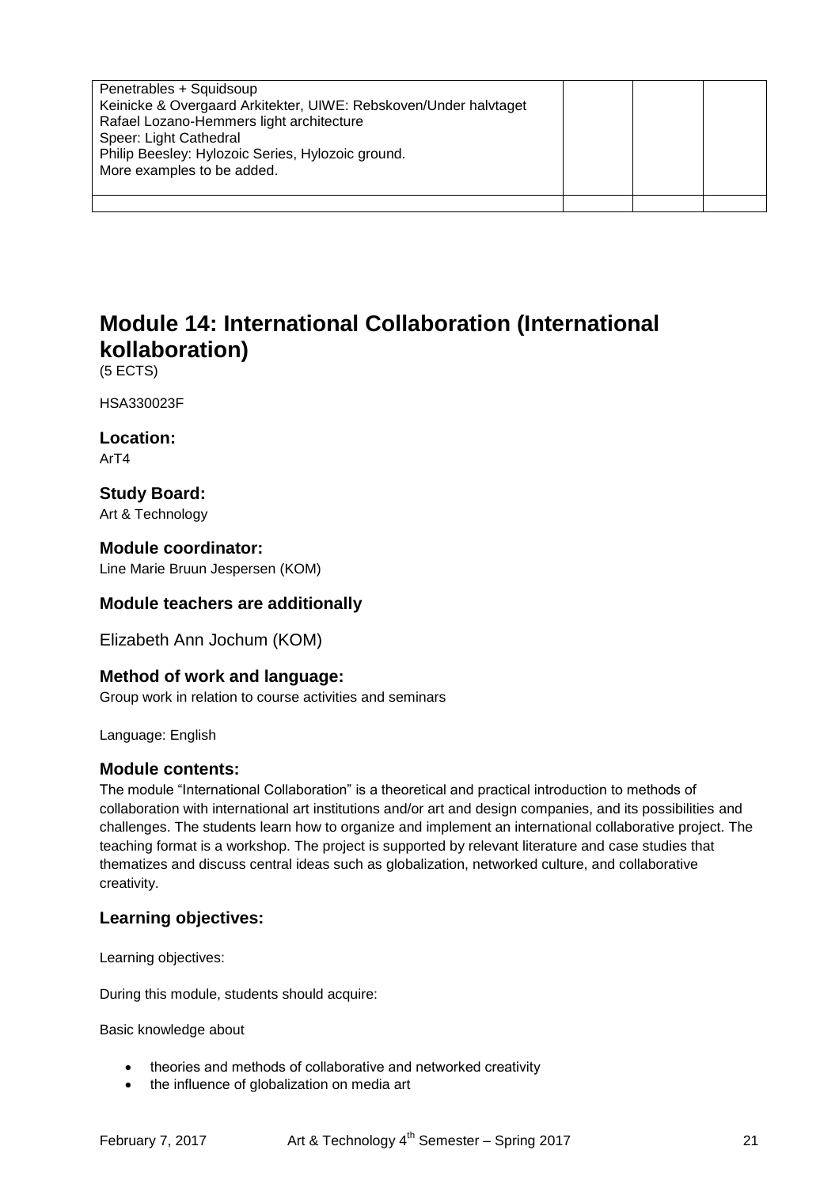| Penetrables + Squidsoup<br>Keinicke & Overgaard Arkitekter, UIWE: Rebskoven/Under halvtaget<br>Rafael Lozano-Hemmers light architecture<br>Speer: Light Cathedral<br>Philip Beesley: Hylozoic Series, Hylozoic ground.<br>More examples to be added. | | | |
| --- | --- | --- | --- |
| | | | |

# Module 14: International Collaboration (International kollaboration)

(5 ECTS)

HSA330023F

### Location:

ArT4

### Study Board:

Art & Technology

### Module coordinator:

Line Marie Bruun Jespersen (KOM)

### Module teachers are additionally

Elizabeth Ann Jochum (KOM)

### Method of work and language:

Group work in relation to course activities and seminars

Language: English

### Module contents:

The module "International Collaboration" is a theoretical and practical introduction to methods of collaboration with international art institutions and/or art and design companies, and its possibilities and challenges. The students learn how to organize and implement an international collaborative project. The teaching format is a workshop. The project is supported by relevant literature and case studies that thematizes and discuss central ideas such as globalization, networked culture, and collaborative creativity.

### Learning objectives:

Learning objectives:

During this module, students should acquire:

Basic knowledge about

- theories and methods of collaborative and networked creativity
- the influence of globalization on media art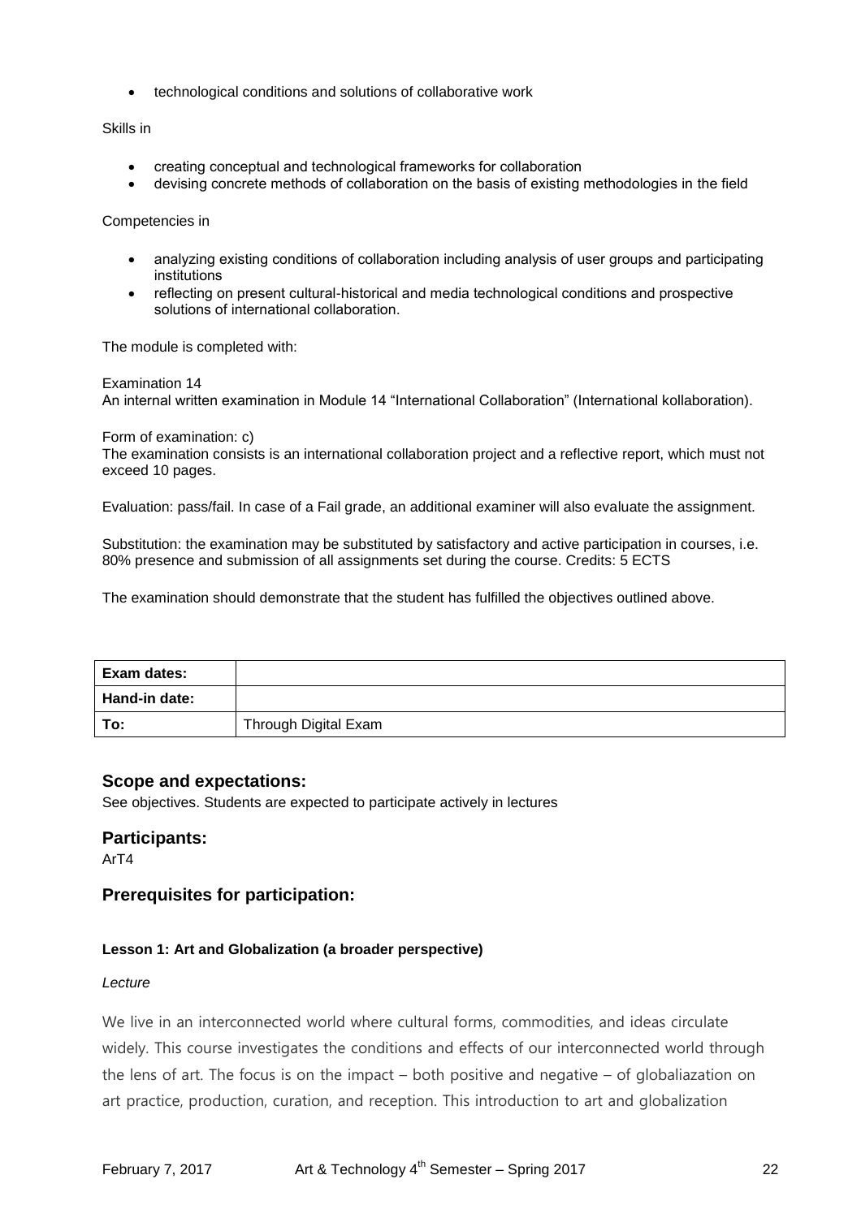- technological conditions and solutions of collaborative work

Skills in

- creating conceptual and technological frameworks for collaboration
- devising concrete methods of collaboration on the basis of existing methodologies in the field

Competencies in

- analyzing existing conditions of collaboration including analysis of user groups and participating institutions
- reflecting on present cultural-historical and media technological conditions and prospective solutions of international collaboration.

The module is completed with:

Examination 14
An internal written examination in Module 14 "International Collaboration" (International kollaboration).

Form of examination: c)
The examination consists is an international collaboration project and a reflective report, which must not exceed 10 pages.

Evaluation: pass/fail. In case of a Fail grade, an additional examiner will also evaluate the assignment.

Substitution: the examination may be substituted by satisfactory and active participation in courses, i.e. 80% presence and submission of all assignments set during the course. Credits: 5 ECTS

The examination should demonstrate that the student has fulfilled the objectives outlined above.

| **Exam dates:** | |
|---|---|
| **Hand-in date:** | |
| **To:** | Through Digital Exam |

## Scope and expectations:

See objectives. Students are expected to participate actively in lectures

## Participants:

ArT4

## Prerequisites for participation:

#### Lesson 1: Art and Globalization (a broader perspective)

*Lecture*

We live in an interconnected world where cultural forms, commodities, and ideas circulate widely. This course investigates the conditions and effects of our interconnected world through the lens of art. The focus is on the impact – both positive and negative – of globaliazation on art practice, production, curation, and reception. This introduction to art and globalization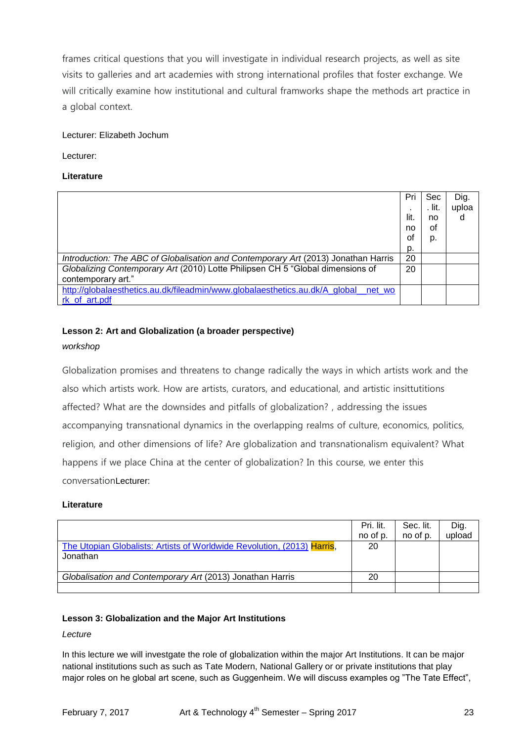frames critical questions that you will investigate in individual research projects, as well as site visits to galleries and art academies with strong international profiles that foster exchange. We will critically examine how institutional and cultural framworks shape the methods art practice in a global context.

Lecturer: Elizabeth Jochum

Lecturer:

**Literature**

| | Pri. lit. no of p. | Sec. lit. no of p. | Dig. upload |
|---|---|---|---|
| *Introduction: The ABC of Globalisation and Contemporary Art* (2013) Jonathan Harris | 20 | | |
| *Globalizing Contemporary Art* (2010) Lotte Philipsen CH 5 "Global dimensions of contemporary art." | 20 | | |
| [http://globalaesthetics.au.dk/fileadmin/www.globalaesthetics.au.dk/A_global__net_work_of_art.pdf](http://globalaesthetics.au.dk/fileadmin/www.globalaesthetics.au.dk/A_global__net_work_of_art.pdf) | | | |

**Lesson 2: Art and Globalization (a broader perspective)**

*workshop*

Globalization promises and threatens to change radically the ways in which artists work and the also which artists work. How are artists, curators, and educational, and artistic insittutitions affected? What are the downsides and pitfalls of globalization? , addressing the issues accompanying transnational dynamics in the overlapping realms of culture, economics, politics, religion, and other dimensions of life? Are globalization and transnationalism equivalent? What happens if we place China at the center of globalization? In this course, we enter this conversationLecturer:

**Literature**

| | Pri. lit. no of p. | Sec. lit. no of p. | Dig. upload |
|---|---|---|---|
| The Utopian Globalists: Artists of Worldwide Revolution, (2013) Harris, Jonathan | 20 | | |
| *Globalisation and Contemporary Art* (2013) Jonathan Harris | 20 | | |
| | | | |

**Lesson 3: Globalization and the Major Art Institutions**

*Lecture*

In this lecture we will investgate the role of globalization within the major Art Institutions. It can be major national institutions such as such as Tate Modern, National Gallery or or private institutions that play major roles on he global art scene, such as Guggenheim. We will discuss examples og "The Tate Effect",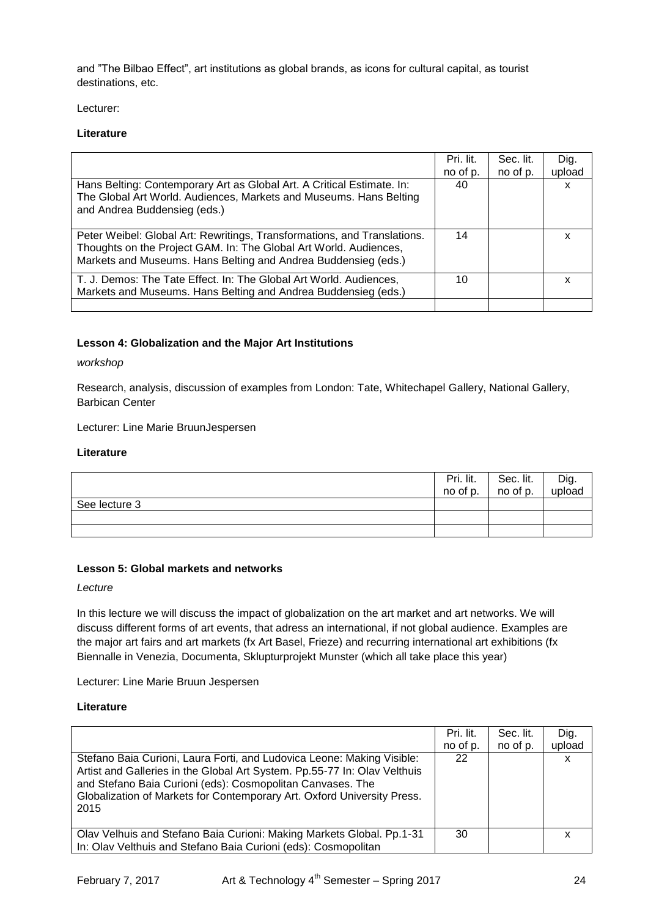and "The Bilbao Effect", art institutions as global brands, as icons for cultural capital, as tourist destinations, etc.

Lecturer:

**Literature**

| | Pri. lit. no of p. | Sec. lit. no of p. | Dig. upload |
|---|---|---|---|
| Hans Belting: Contemporary Art as Global Art. A Critical Estimate. In: The Global Art World. Audiences, Markets and Museums. Hans Belting and Andrea Buddensieg (eds.) | 40 | | x |
| Peter Weibel: Global Art: Rewritings, Transformations, and Translations. Thoughts on the Project GAM. In: The Global Art World. Audiences, Markets and Museums. Hans Belting and Andrea Buddensieg (eds.) | 14 | | x |
| T. J. Demos: The Tate Effect. In: The Global Art World. Audiences, Markets and Museums. Hans Belting and Andrea Buddensieg (eds.) | 10 | | x |
| | | | |

**Lesson 4: Globalization and the Major Art Institutions**

*workshop*

Research, analysis, discussion of examples from London: Tate, Whitechapel Gallery, National Gallery, Barbican Center

Lecturer: Line Marie BruunJespersen

**Literature**

| | Pri. lit. no of p. | Sec. lit. no of p. | Dig. upload |
|---|---|---|---|
| See lecture 3 | | | |
| | | | |
| | | | |

**Lesson 5: Global markets and networks**

*Lecture*

In this lecture we will discuss the impact of globalization on the art market and art networks. We will discuss different forms of art events, that adress an international, if not global audience. Examples are the major art fairs and art markets (fx Art Basel, Frieze) and recurring international art exhibitions (fx Biennalle in Venezia, Documenta, Sklupturprojekt Munster (which all take place this year)

Lecturer: Line Marie Bruun Jespersen

**Literature**

| | Pri. lit. no of p. | Sec. lit. no of p. | Dig. upload |
|---|---|---|---|
| Stefano Baia Curioni, Laura Forti, and Ludovica Leone: Making Visible: Artist and Galleries in the Global Art System. Pp.55-77 In: Olav Velthuis and Stefano Baia Curioni (eds): Cosmopolitan Canvases. The Globalization of Markets for Contemporary Art. Oxford University Press. 2015 | 22 | | x |
| Olav Velhuis and Stefano Baia Curioni: Making Markets Global. Pp.1-31 In: Olav Velthuis and Stefano Baia Curioni (eds): Cosmopolitan | 30 | | x |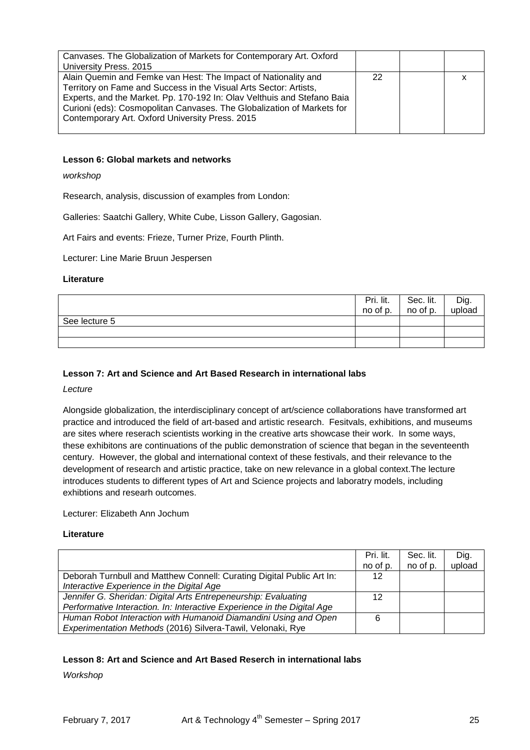| | Pri. lit. no of p. | Sec. lit. no of p. | Dig. upload |
|---|---|---|---|
| Canvases. The Globalization of Markets for Contemporary Art. Oxford University Press. 2015 | | | |
| Alain Quemin and Femke van Hest: The Impact of Nationality and Territory on Fame and Success in the Visual Arts Sector: Artists, Experts, and the Market. Pp. 170-192 In: Olav Velthuis and Stefano Baia Curioni (eds): Cosmopolitan Canvases. The Globalization of Markets for Contemporary Art. Oxford University Press. 2015 | 22 | | x |

**Lesson 6: Global markets and networks**

*workshop*

Research, analysis, discussion of examples from London:

Galleries: Saatchi Gallery, White Cube, Lisson Gallery, Gagosian.

Art Fairs and events: Frieze, Turner Prize, Fourth Plinth.

Lecturer: Line Marie Bruun Jespersen

**Literature**

| | Pri. lit. no of p. | Sec. lit. no of p. | Dig. upload |
|---|---|---|---|
| See lecture 5 | | | |
| | | | |
| | | | |

**Lesson 7: Art and Science and Art Based Research in international labs**

*Lecture*

Alongside globalization, the interdisciplinary concept of art/science collaborations have transformed art practice and introduced the field of art-based and artistic research. Fesitvals, exhibitions, and museums are sites where reserach scientists working in the creative arts showcase their work. In some ways, these exhibitons are continuations of the public demonstration of science that began in the seventeenth century. However, the global and international context of these festivals, and their relevance to the development of research and artistic practice, take on new relevance in a global context.The lecture introduces students to different types of Art and Science projects and laboratry models, including exhibtions and researh outcomes.

Lecturer: Elizabeth Ann Jochum

**Literature**

| | Pri. lit. no of p. | Sec. lit. no of p. | Dig. upload |
|---|---|---|---|
| Deborah Turnbull and Matthew Connell: Curating Digital Public Art In: *Interactive Experience in the Digital Age* | 12 | | |
| *Jennifer G. Sheridan: Digital Arts Entrepeneurship: Evaluating Performative Interaction. In: Interactive Experience in the Digital Age* | 12 | | |
| *Human Robot Interaction with Humanoid Diamandini Using and Open Experimentation Methods* (2016) Silvera-Tawil, Velonaki, Rye | 6 | | |

**Lesson 8: Art and Science and Art Based Reserch in international labs**

*Workshop*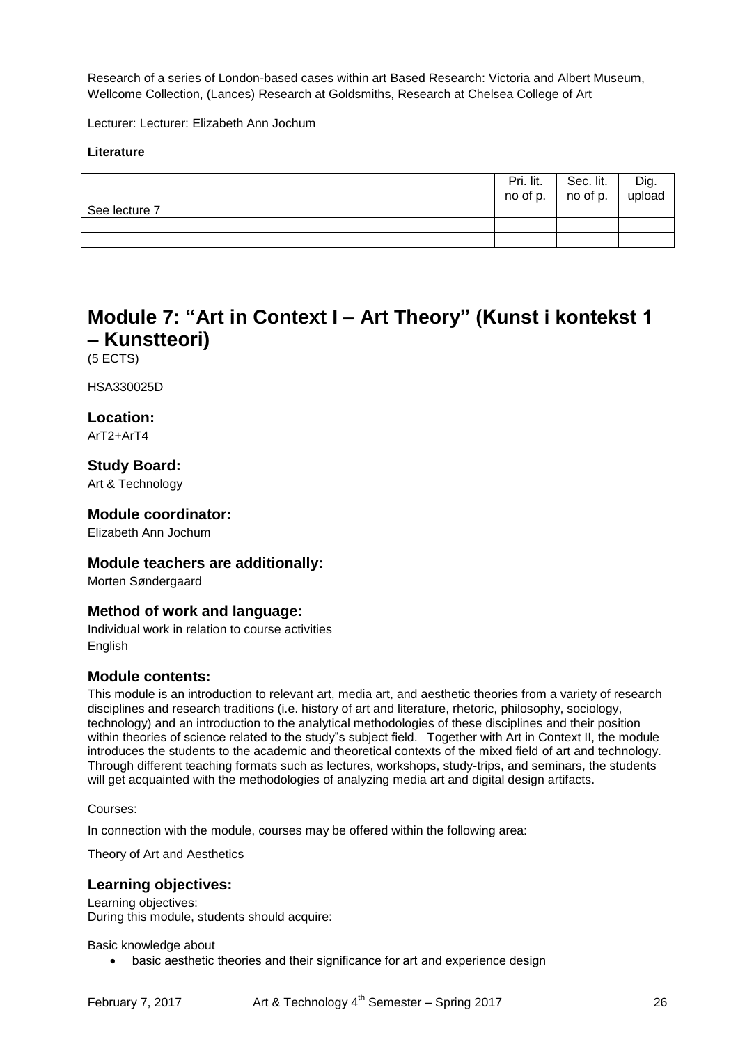Research of a series of London-based cases within art Based Research: Victoria and Albert Museum, Wellcome Collection, (Lances) Research at Goldsmiths, Research at Chelsea College of Art

Lecturer: Lecturer: Elizabeth Ann Jochum

**Literature**

| | Pri. lit. no of p. | Sec. lit. no of p. | Dig. upload |
|---|---|---|---|
| See lecture 7 | | | |
| | | | |
| | | | |

# Module 7: "Art in Context I – Art Theory" (Kunst i kontekst 1 – Kunstteori)

(5 ECTS)

HSA330025D

## Location:

ArT2+ArT4

## Study Board:

Art & Technology

## Module coordinator:

Elizabeth Ann Jochum

## Module teachers are additionally:

Morten Søndergaard

## Method of work and language:

Individual work in relation to course activities
English

## Module contents:

This module is an introduction to relevant art, media art, and aesthetic theories from a variety of research disciplines and research traditions (i.e. history of art and literature, rhetoric, philosophy, sociology, technology) and an introduction to the analytical methodologies of these disciplines and their position within theories of science related to the study"s subject field. Together with Art in Context II, the module introduces the students to the academic and theoretical contexts of the mixed field of art and technology. Through different teaching formats such as lectures, workshops, study-trips, and seminars, the students will get acquainted with the methodologies of analyzing media art and digital design artifacts.

Courses:

In connection with the module, courses may be offered within the following area:

Theory of Art and Aesthetics

## Learning objectives:

Learning objectives:
During this module, students should acquire:

Basic knowledge about

- basic aesthetic theories and their significance for art and experience design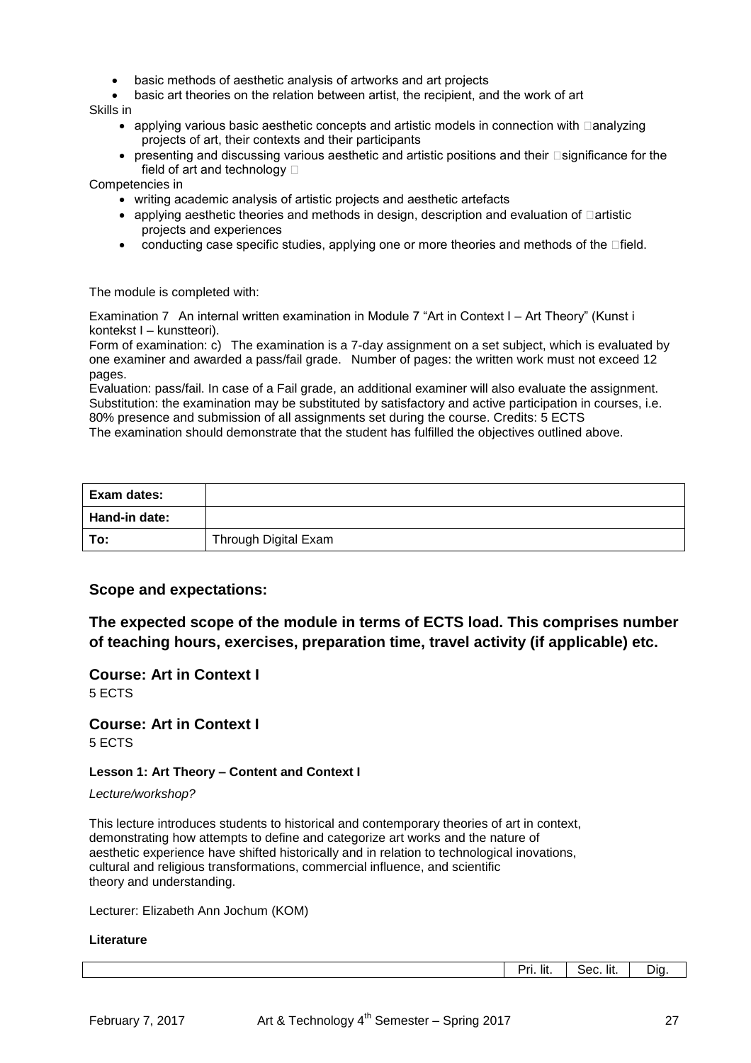- basic methods of aesthetic analysis of artworks and art projects
- basic art theories on the relation between artist, the recipient, and the work of art

Skills in

- applying various basic aesthetic concepts and artistic models in connection with analyzing projects of art, their contexts and their participants
- presenting and discussing various aesthetic and artistic positions and their significance for the field of art and technology

Competencies in

- writing academic analysis of artistic projects and aesthetic artefacts
- applying aesthetic theories and methods in design, description and evaluation of artistic projects and experiences
- conducting case specific studies, applying one or more theories and methods of the field.

The module is completed with:

Examination 7 An internal written examination in Module 7 "Art in Context I – Art Theory" (Kunst i kontekst I – kunstteori).

Form of examination: c) The examination is a 7-day assignment on a set subject, which is evaluated by one examiner and awarded a pass/fail grade. Number of pages: the written work must not exceed 12 pages.

Evaluation: pass/fail. In case of a Fail grade, an additional examiner will also evaluate the assignment.
Substitution: the examination may be substituted by satisfactory and active participation in courses, i.e. 80% presence and submission of all assignments set during the course. Credits: 5 ECTS
The examination should demonstrate that the student has fulfilled the objectives outlined above.

| **Exam dates:** | |
|---|---|
| **Hand-in date:** | |
| **To:** | Through Digital Exam |

### Scope and expectations:

### The expected scope of the module in terms of ECTS load. This comprises number of teaching hours, exercises, preparation time, travel activity (if applicable) etc.

### Course: Art in Context I

5 ECTS

### Course: Art in Context I

5 ECTS

#### Lesson 1: Art Theory – Content and Context I

*Lecture/workshop?*

This lecture introduces students to historical and contemporary theories of art in context, demonstrating how attempts to define and categorize art works and the nature of aesthetic experience have shifted historically and in relation to technological inovations, cultural and religious transformations, commercial influence, and scientific theory and understanding.

Lecturer: Elizabeth Ann Jochum (KOM)

**Literature**

| | Pri. lit. | Sec. lit. | Dig. |
|---|---|---|---|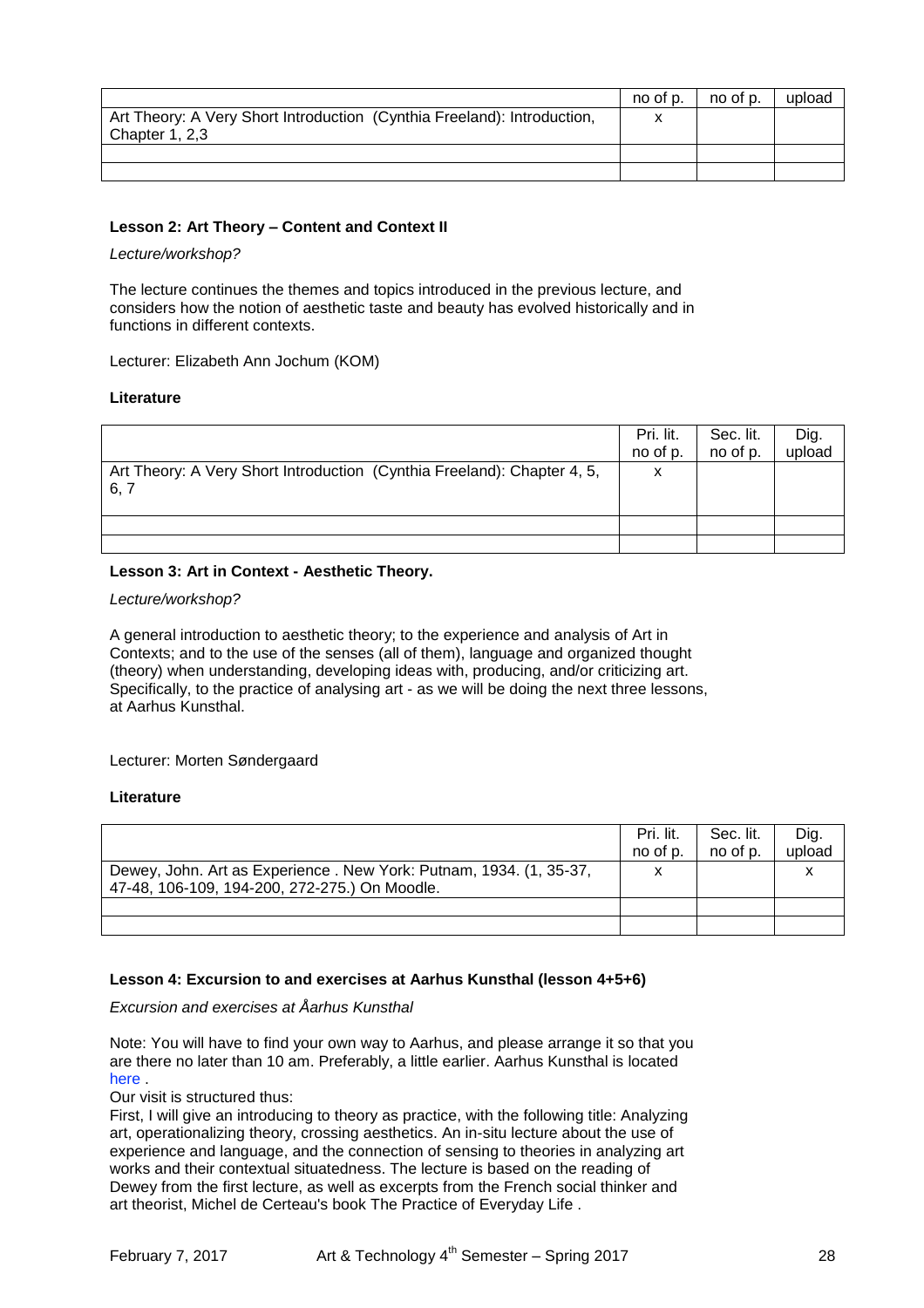| | no of p. | no of p. | upload |
|---|---|---|---|
| Art Theory: A Very Short Introduction (Cynthia Freeland): Introduction, Chapter 1, 2,3 | x | | |
| | | | |
| | | | |

**Lesson 2: Art Theory – Content and Context II**

*Lecture/workshop?*

The lecture continues the themes and topics introduced in the previous lecture, and considers how the notion of aesthetic taste and beauty has evolved historically and in functions in different contexts.

Lecturer: Elizabeth Ann Jochum (KOM)

**Literature**

| | Pri. lit. no of p. | Sec. lit. no of p. | Dig. upload |
|---|---|---|---|
| Art Theory: A Very Short Introduction (Cynthia Freeland): Chapter 4, 5, 6, 7 | x | | |
| | | | |
| | | | |

**Lesson 3: Art in Context - Aesthetic Theory.**

*Lecture/workshop?*

A general introduction to aesthetic theory; to the experience and analysis of Art in Contexts; and to the use of the senses (all of them), language and organized thought (theory) when understanding, developing ideas with, producing, and/or criticizing art. Specifically, to the practice of analysing art - as we will be doing the next three lessons, at Aarhus Kunsthal.

Lecturer: Morten Søndergaard

**Literature**

| | Pri. lit. no of p. | Sec. lit. no of p. | Dig. upload |
|---|---|---|---|
| Dewey, John. Art as Experience . New York: Putnam, 1934. (1, 35-37, 47-48, 106-109, 194-200, 272-275.) On Moodle. | x | | x |
| | | | |
| | | | |

**Lesson 4: Excursion to and exercises at Aarhus Kunsthal (lesson 4+5+6)**

*Excursion and exercises at Åarhus Kunsthal*

Note: You will have to find your own way to Aarhus, and please arrange it so that you are there no later than 10 am. Preferably, a little earlier. Aarhus Kunsthal is located here .

Our visit is structured thus:

First, I will give an introducing to theory as practice, with the following title: Analyzing art, operationalizing theory, crossing aesthetics. An in-situ lecture about the use of experience and language, and the connection of sensing to theories in analyzing art works and their contextual situatedness. The lecture is based on the reading of Dewey from the first lecture, as well as excerpts from the French social thinker and art theorist, Michel de Certeau's book The Practice of Everyday Life .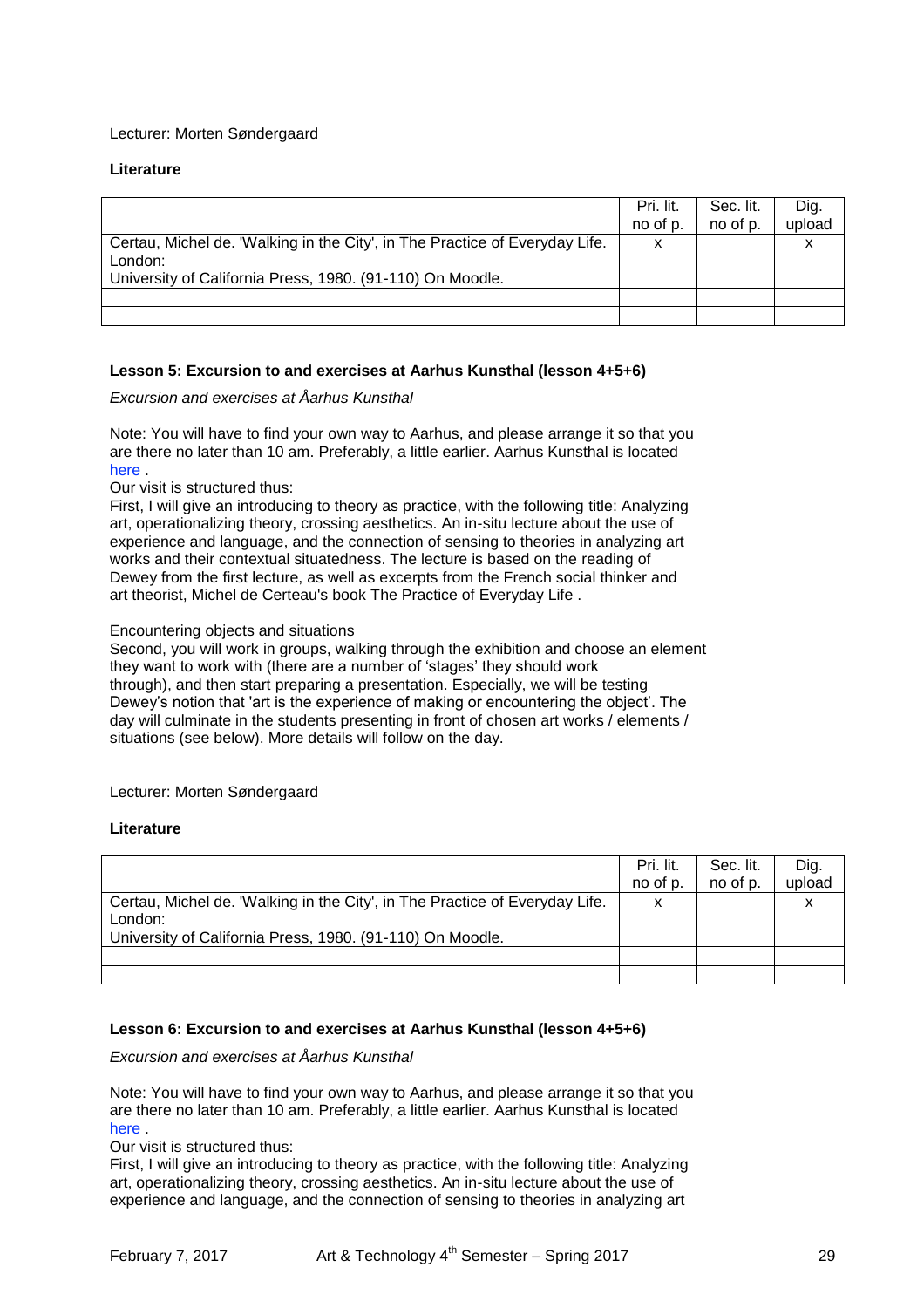Lecturer: Morten Søndergaard

**Literature**

| | Pri. lit. no of p. | Sec. lit. no of p. | Dig. upload |
|---|---|---|---|
| Certau, Michel de. 'Walking in the City', in The Practice of Everyday Life. London: University of California Press, 1980. (91-110) On Moodle. | x | | x |
| | | | |
| | | | |

**Lesson 5: Excursion to and exercises at Aarhus Kunsthal (lesson 4+5+6)**

*Excursion and exercises at Åarhus Kunsthal*

Note: You will have to find your own way to Aarhus, and please arrange it so that you are there no later than 10 am. Preferably, a little earlier. Aarhus Kunsthal is located here .

Our visit is structured thus:

First, I will give an introducing to theory as practice, with the following title: Analyzing art, operationalizing theory, crossing aesthetics. An in-situ lecture about the use of experience and language, and the connection of sensing to theories in analyzing art works and their contextual situatedness. The lecture is based on the reading of Dewey from the first lecture, as well as excerpts from the French social thinker and art theorist, Michel de Certeau's book The Practice of Everyday Life .

Encountering objects and situations

Second, you will work in groups, walking through the exhibition and choose an element they want to work with (there are a number of 'stages' they should work through), and then start preparing a presentation. Especially, we will be testing Dewey's notion that 'art is the experience of making or encountering the object'. The day will culminate in the students presenting in front of chosen art works / elements / situations (see below). More details will follow on the day.

Lecturer: Morten Søndergaard

**Literature**

| | Pri. lit. no of p. | Sec. lit. no of p. | Dig. upload |
|---|---|---|---|
| Certau, Michel de. 'Walking in the City', in The Practice of Everyday Life. London: University of California Press, 1980. (91-110) On Moodle. | x | | x |
| | | | |
| | | | |

**Lesson 6: Excursion to and exercises at Aarhus Kunsthal (lesson 4+5+6)**

*Excursion and exercises at Åarhus Kunsthal*

Note: You will have to find your own way to Aarhus, and please arrange it so that you are there no later than 10 am. Preferably, a little earlier. Aarhus Kunsthal is located here .

Our visit is structured thus:

First, I will give an introducing to theory as practice, with the following title: Analyzing art, operationalizing theory, crossing aesthetics. An in-situ lecture about the use of experience and language, and the connection of sensing to theories in analyzing art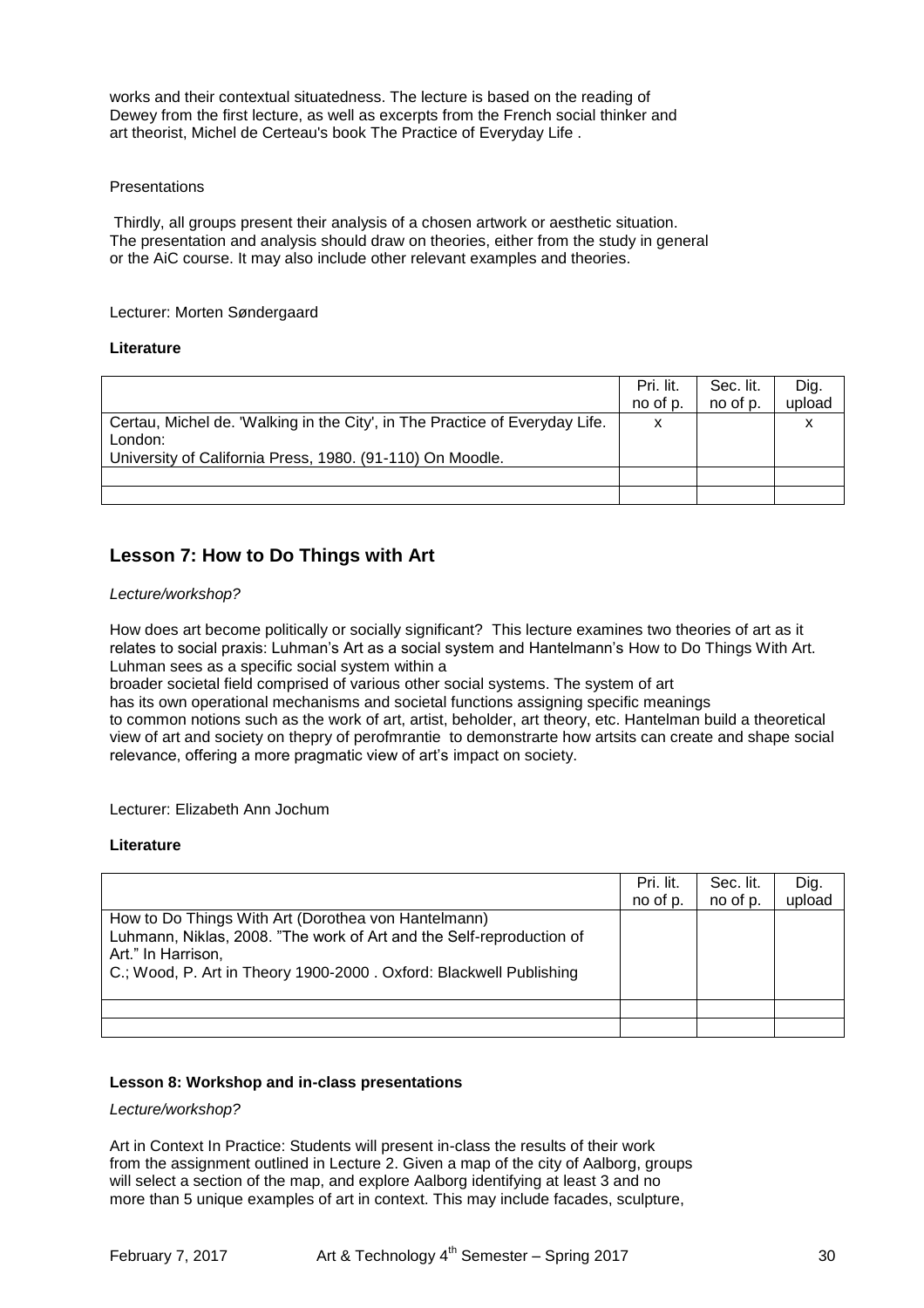works and their contextual situatedness. The lecture is based on the reading of Dewey from the first lecture, as well as excerpts from the French social thinker and art theorist, Michel de Certeau's book The Practice of Everyday Life .

Presentations

Thirdly, all groups present their analysis of a chosen artwork or aesthetic situation. The presentation and analysis should draw on theories, either from the study in general or the AiC course. It may also include other relevant examples and theories.

Lecturer: Morten Søndergaard

**Literature**

| | Pri. lit. no of p. | Sec. lit. no of p. | Dig. upload |
|---|---|---|---|
| Certau, Michel de. 'Walking in the City', in The Practice of Everyday Life. London: University of California Press, 1980. (91-110) On Moodle. | x | | x |
| | | | |
| | | | |

## Lesson 7: How to Do Things with Art

*Lecture/workshop?*

How does art become politically or socially significant? This lecture examines two theories of art as it relates to social praxis: Luhman's Art as a social system and Hantelmann's How to Do Things With Art. Luhman sees as a specific social system within a broader societal field comprised of various other social systems. The system of art has its own operational mechanisms and societal functions assigning specific meanings to common notions such as the work of art, artist, beholder, art theory, etc. Hantelman build a theoretical view of art and society on thepry of perofmrantie to demonstrarte how artsits can create and shape social relevance, offering a more pragmatic view of art's impact on society.

Lecturer: Elizabeth Ann Jochum

**Literature**

| | Pri. lit. no of p. | Sec. lit. no of p. | Dig. upload |
|---|---|---|---|
| How to Do Things With Art (Dorothea von Hantelmann) Luhmann, Niklas, 2008. "The work of Art and the Self-reproduction of Art." In Harrison, C.; Wood, P. Art in Theory 1900-2000 . Oxford: Blackwell Publishing | | | |
| | | | |
| | | | |

**Lesson 8: Workshop and in-class presentations**

*Lecture/workshop?*

Art in Context In Practice: Students will present in-class the results of their work from the assignment outlined in Lecture 2. Given a map of the city of Aalborg, groups will select a section of the map, and explore Aalborg identifying at least 3 and no more than 5 unique examples of art in context. This may include facades, sculpture,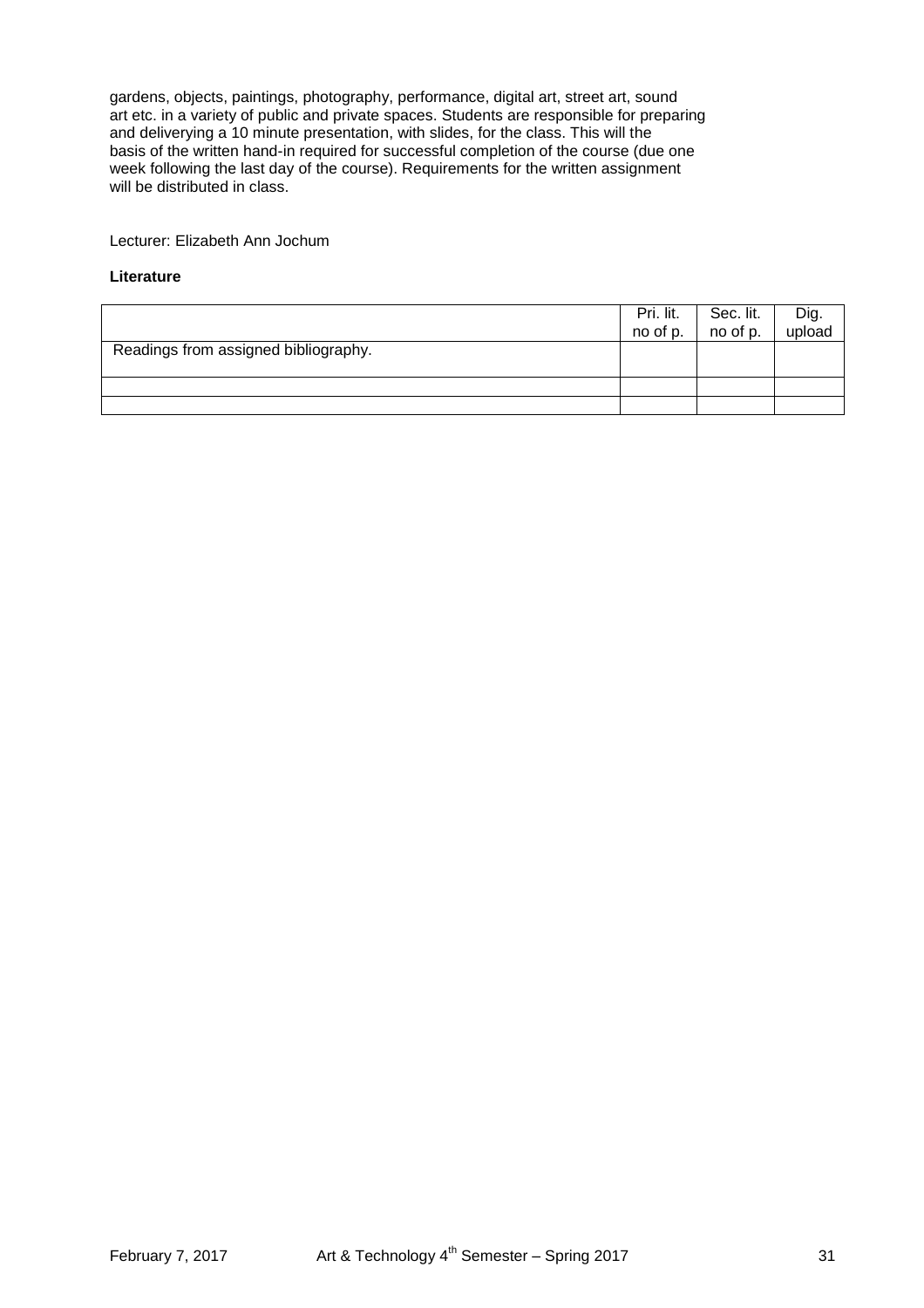gardens, objects, paintings, photography, performance, digital art, street art, sound art etc. in a variety of public and private spaces. Students are responsible for preparing and deliverying a 10 minute presentation, with slides, for the class. This will the basis of the written hand-in required for successful completion of the course (due one week following the last day of the course). Requirements for the written assignment will be distributed in class.

Lecturer: Elizabeth Ann Jochum

**Literature**

| | Pri. lit. no of p. | Sec. lit. no of p. | Dig. upload |
|---|---|---|---|
| Readings from assigned bibliography. | | | |
| | | | |
| | | | |